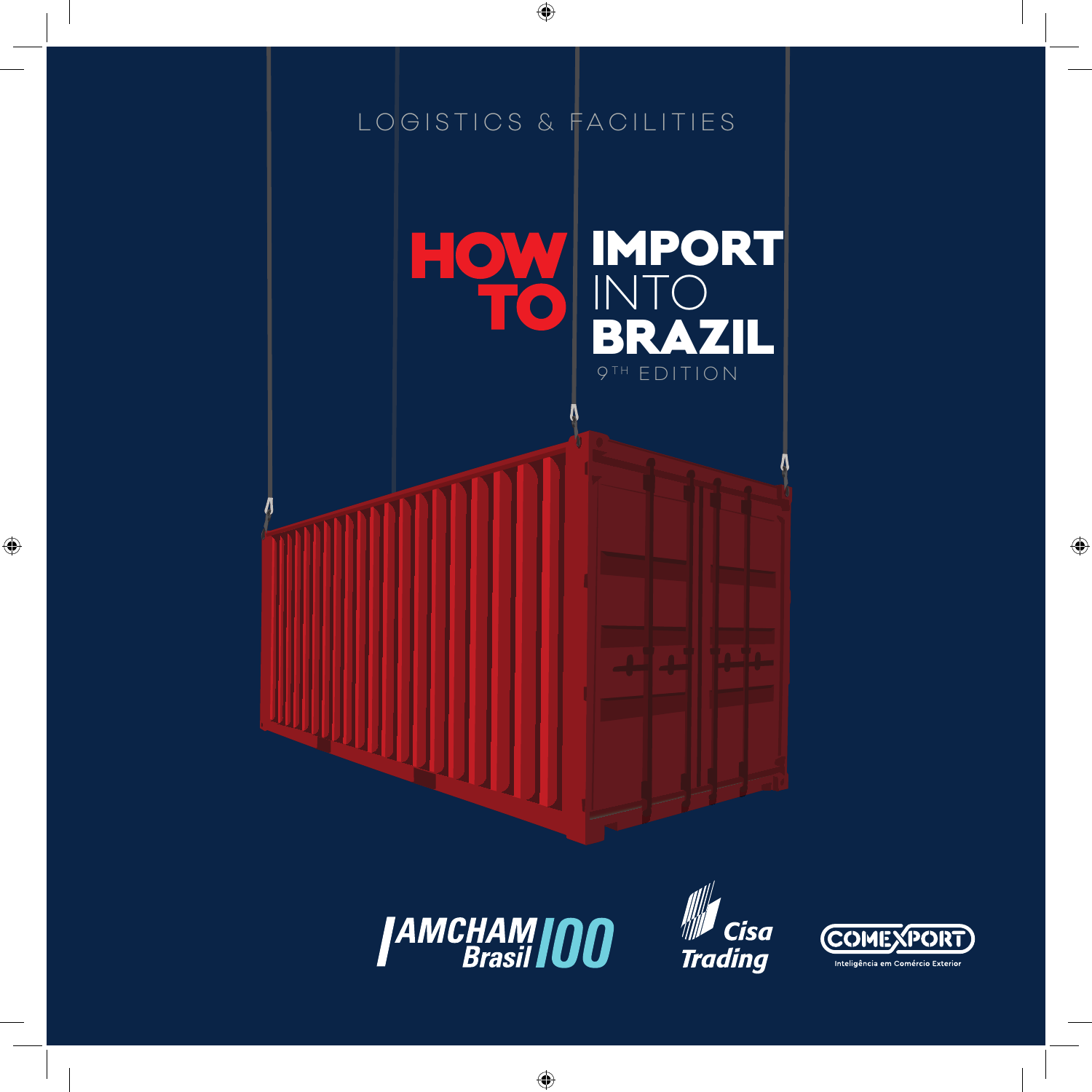LOGISTICS & FACILITIES

# HOW TO IMPORT INTO BRAZIL

9TH EDITION

AMCHAM Brasil 100

Cisa Trading

COMEXPORT
Inteligência em Comércio Exterior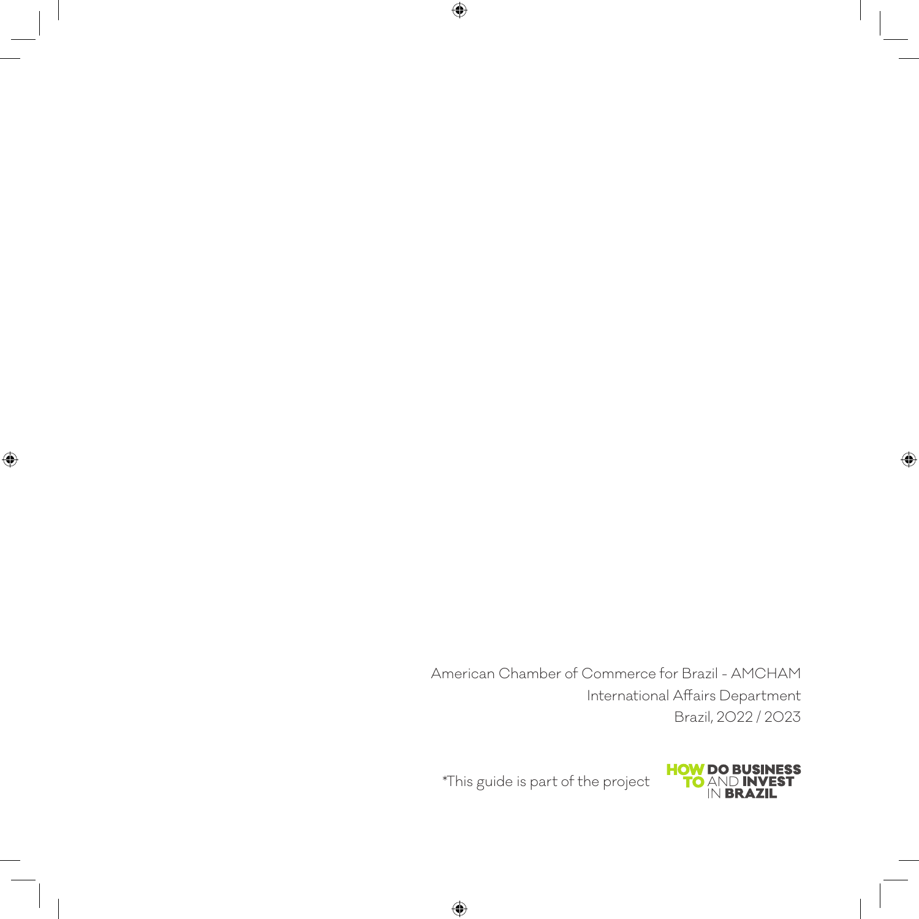American Chamber of Commerce for Brazil - AMCHAM

International Affairs Department

Brazil, 2022 / 2023

*This guide is part of the project HOW TO DO BUSINESS AND INVEST IN BRAZIL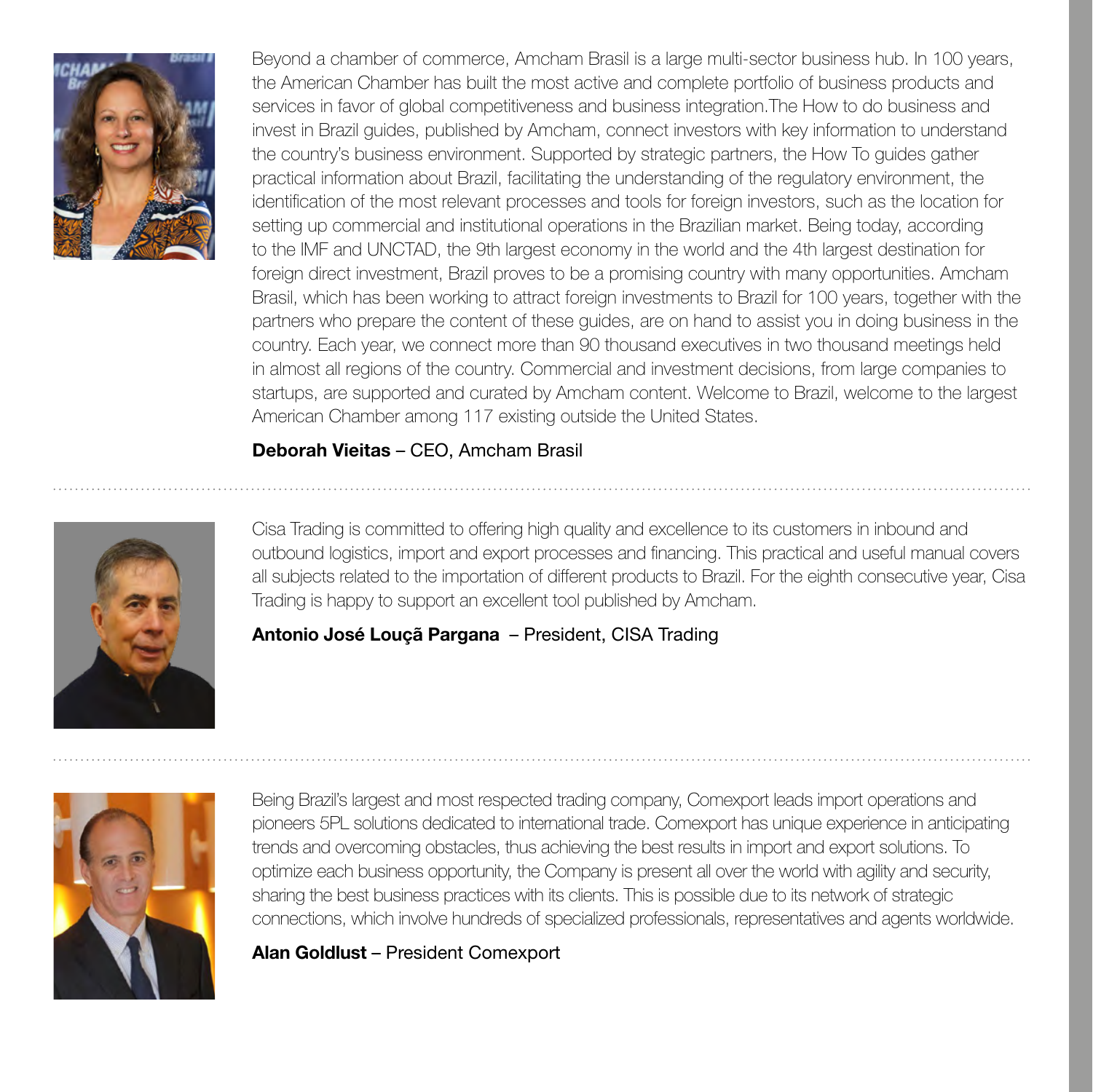Beyond a chamber of commerce, Amcham Brasil is a large multi-sector business hub. In 100 years, the American Chamber has built the most active and complete portfolio of business products and services in favor of global competitiveness and business integration.The How to do business and invest in Brazil guides, published by Amcham, connect investors with key information to understand the country's business environment. Supported by strategic partners, the How To guides gather practical information about Brazil, facilitating the understanding of the regulatory environment, the identification of the most relevant processes and tools for foreign investors, such as the location for setting up commercial and institutional operations in the Brazilian market. Being today, according to the IMF and UNCTAD, the 9th largest economy in the world and the 4th largest destination for foreign direct investment, Brazil proves to be a promising country with many opportunities. Amcham Brasil, which has been working to attract foreign investments to Brazil for 100 years, together with the partners who prepare the content of these guides, are on hand to assist you in doing business in the country. Each year, we connect more than 90 thousand executives in two thousand meetings held in almost all regions of the country. Commercial and investment decisions, from large companies to startups, are supported and curated by Amcham content. Welcome to Brazil, welcome to the largest American Chamber among 117 existing outside the United States.

**Deborah Vieitas** – CEO, Amcham Brasil

---

Cisa Trading is committed to offering high quality and excellence to its customers in inbound and outbound logistics, import and export processes and financing. This practical and useful manual covers all subjects related to the importation of different products to Brazil. For the eighth consecutive year, Cisa Trading is happy to support an excellent tool published by Amcham.

**Antonio José Louçã Pargana** – President, CISA Trading

---

Being Brazil's largest and most respected trading company, Comexport leads import operations and pioneers 5PL solutions dedicated to international trade. Comexport has unique experience in anticipating trends and overcoming obstacles, thus achieving the best results in import and export solutions. To optimize each business opportunity, the Company is present all over the world with agility and security, sharing the best business practices with its clients. This is possible due to its network of strategic connections, which involve hundreds of specialized professionals, representatives and agents worldwide.

**Alan Goldlust** – President Comexport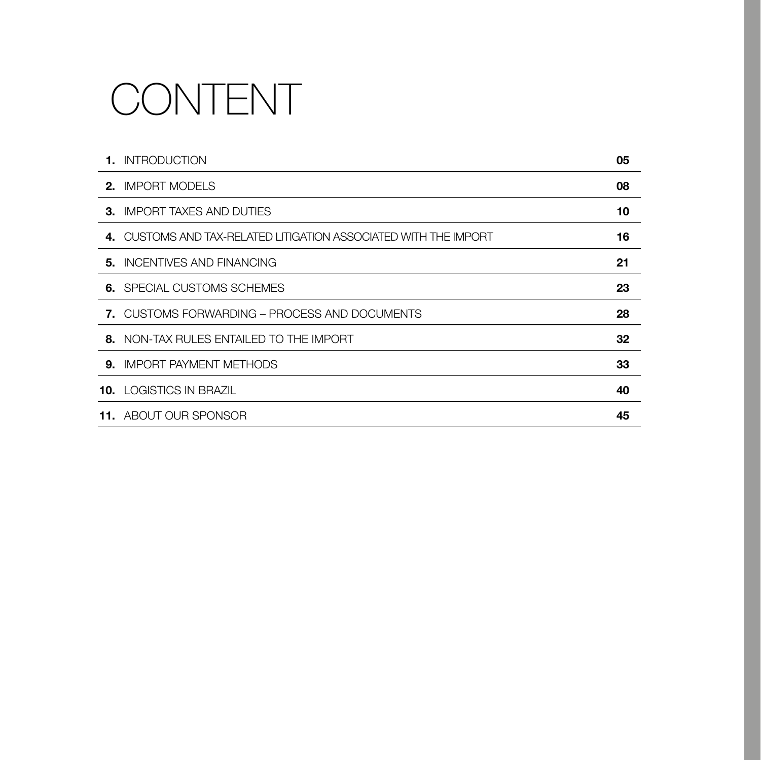# CONTENT

| | | |
|---|---|---|
| **1.** | INTRODUCTION | **05** |
| **2.** | IMPORT MODELS | **08** |
| **3.** | IMPORT TAXES AND DUTIES | **10** |
| **4.** | CUSTOMS AND TAX-RELATED LITIGATION ASSOCIATED WITH THE IMPORT | **16** |
| **5.** | INCENTIVES AND FINANCING | **21** |
| **6.** | SPECIAL CUSTOMS SCHEMES | **23** |
| **7.** | CUSTOMS FORWARDING – PROCESS AND DOCUMENTS | **28** |
| **8.** | NON-TAX RULES ENTAILED TO THE IMPORT | **32** |
| **9.** | IMPORT PAYMENT METHODS | **33** |
| **10.** | LOGISTICS IN BRAZIL | **40** |
| **11.** | ABOUT OUR SPONSOR | **45** |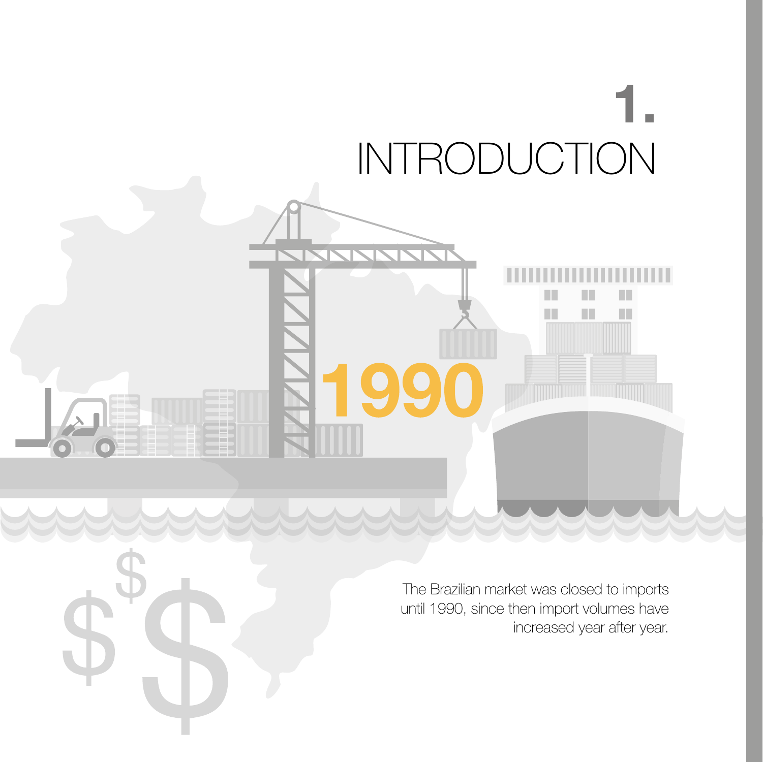# 1. INTRODUCTION

1990

The Brazilian market was closed to imports until 1990, since then import volumes have increased year after year.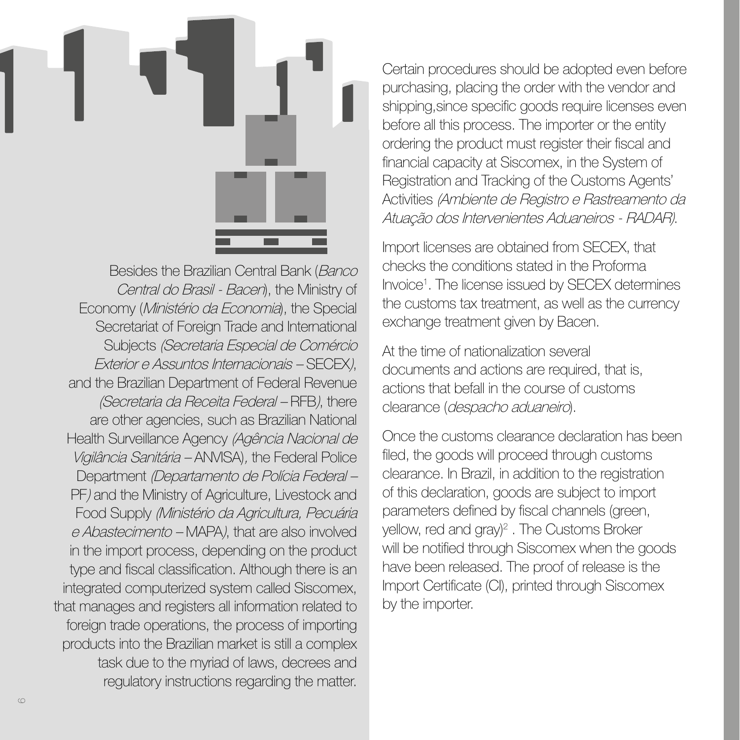Besides the Brazilian Central Bank (*Banco Central do Brasil - Bacen*), the Ministry of Economy (*Ministério da Economia*), the Special Secretariat of Foreign Trade and International Subjects *(Secretaria Especial de Comércio Exterior e Assuntos Internacionais –* SECEX*)*, and the Brazilian Department of Federal Revenue *(Secretaria da Receita Federal –* RFB*)*, there are other agencies, such as Brazilian National Health Surveillance Agency *(Agência Nacional de Vigilância Sanitária –* ANVISA*)*, the Federal Police Department *(Departamento de Polícia Federal –* PF*)* and the Ministry of Agriculture, Livestock and Food Supply *(Ministério da Agricultura, Pecuária e Abastecimento –* MAPA*)*, that are also involved in the import process, depending on the product type and fiscal classification. Although there is an integrated computerized system called Siscomex, that manages and registers all information related to foreign trade operations, the process of importing products into the Brazilian market is still a complex task due to the myriad of laws, decrees and regulatory instructions regarding the matter.

Certain procedures should be adopted even before purchasing, placing the order with the vendor and shipping,since specific goods require licenses even before all this process. The importer or the entity ordering the product must register their fiscal and financial capacity at Siscomex, in the System of Registration and Tracking of the Customs Agents' Activities *(Ambiente de Registro e Rastreamento da Atuação dos Intervenientes Aduaneiros - RADAR)*.

Import licenses are obtained from SECEX, that checks the conditions stated in the Proforma Invoice[1]. The license issued by SECEX determines the customs tax treatment, as well as the currency exchange treatment given by Bacen.

At the time of nationalization several documents and actions are required, that is, actions that befall in the course of customs clearance (*despacho aduaneiro*).

Once the customs clearance declaration has been filed, the goods will proceed through customs clearance. In Brazil, in addition to the registration of this declaration, goods are subject to import parameters defined by fiscal channels (green, yellow, red and gray)[2] . The Customs Broker will be notified through Siscomex when the goods have been released. The proof of release is the Import Certificate (CI), printed through Siscomex by the importer.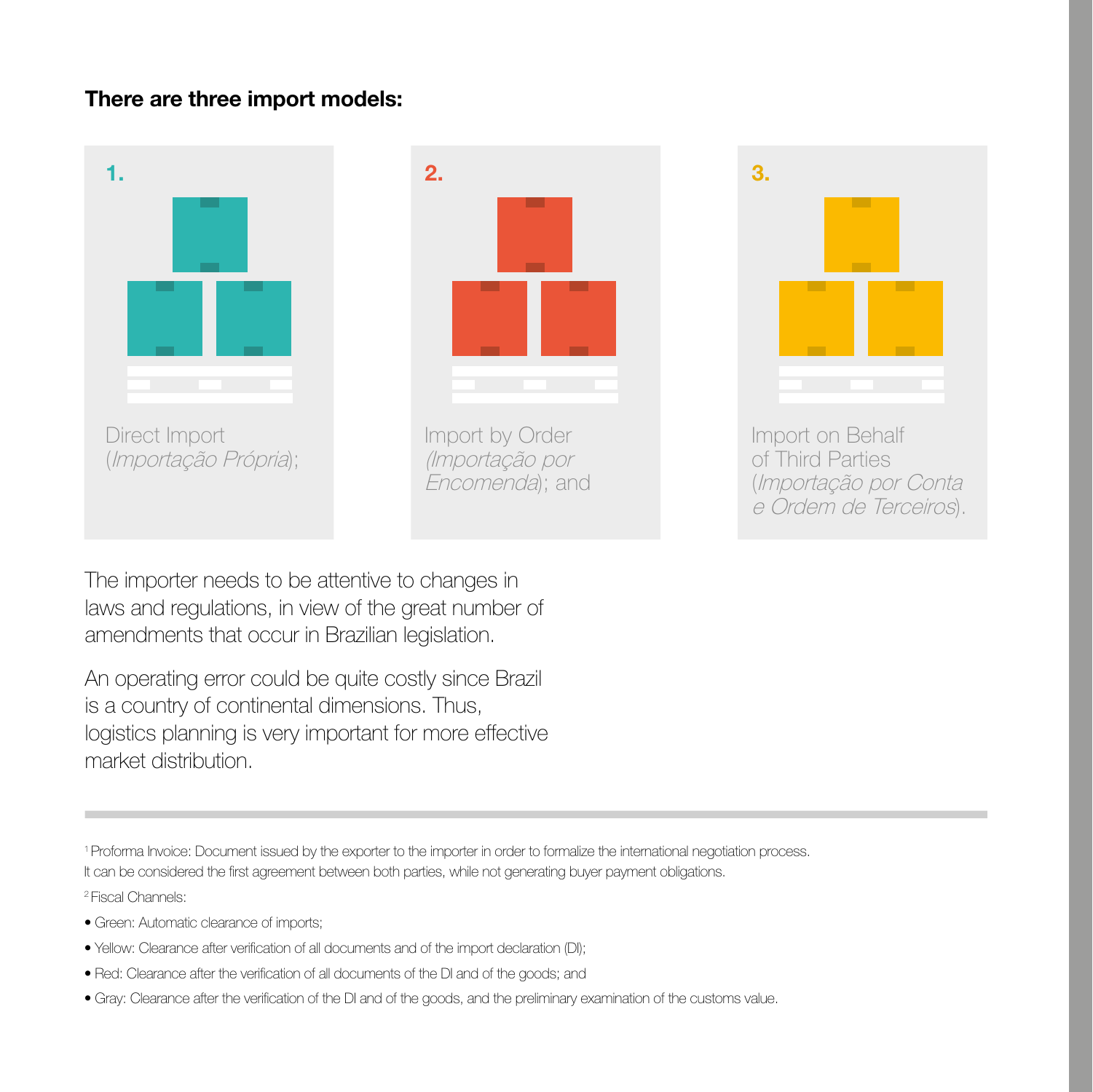**There are three import models:**

1. Direct Import (*Importação Própria*);
2. Import by Order (*Importação por Encomenda*); and
3. Import on Behalf of Third Parties (*Importação por Conta e Ordem de Terceiros*).

The importer needs to be attentive to changes in laws and regulations, in view of the great number of amendments that occur in Brazilian legislation.

An operating error could be quite costly since Brazil is a country of continental dimensions. Thus, logistics planning is very important for more effective market distribution.

---

[1] Proforma Invoice: Document issued by the exporter to the importer in order to formalize the international negotiation process. It can be considered the first agreement between both parties, while not generating buyer payment obligations.

[2] Fiscal Channels:

- Green: Automatic clearance of imports;
- Yellow: Clearance after verification of all documents and of the import declaration (DI);
- Red: Clearance after the verification of all documents of the DI and of the goods; and
- Gray: Clearance after the verification of the DI and of the goods, and the preliminary examination of the customs value.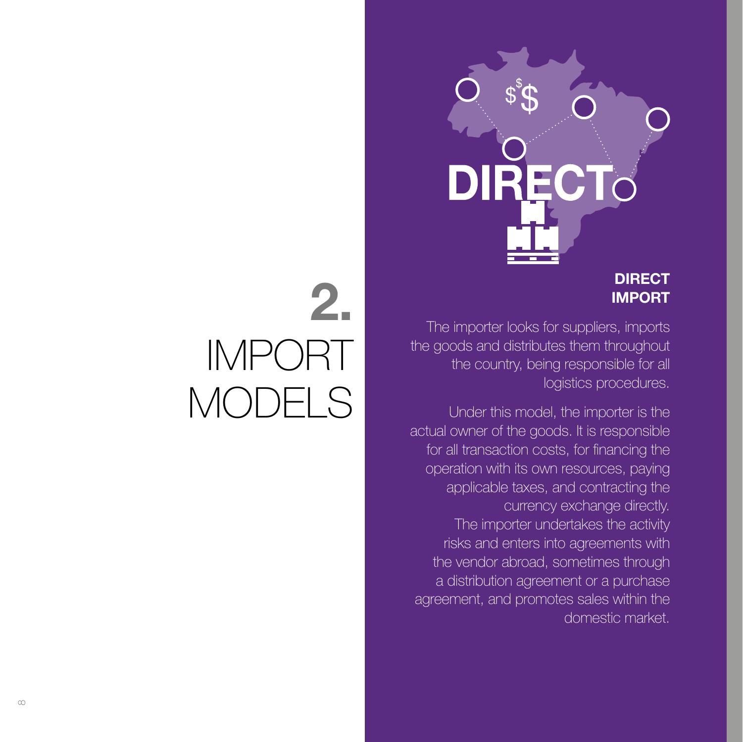# 2. IMPORT MODELS

## DIRECT IMPORT

The importer looks for suppliers, imports the goods and distributes them throughout the country, being responsible for all logistics procedures.

Under this model, the importer is the actual owner of the goods. It is responsible for all transaction costs, for financing the operation with its own resources, paying applicable taxes, and contracting the currency exchange directly. The importer undertakes the activity risks and enters into agreements with the vendor abroad, sometimes through a distribution agreement or a purchase agreement, and promotes sales within the domestic market.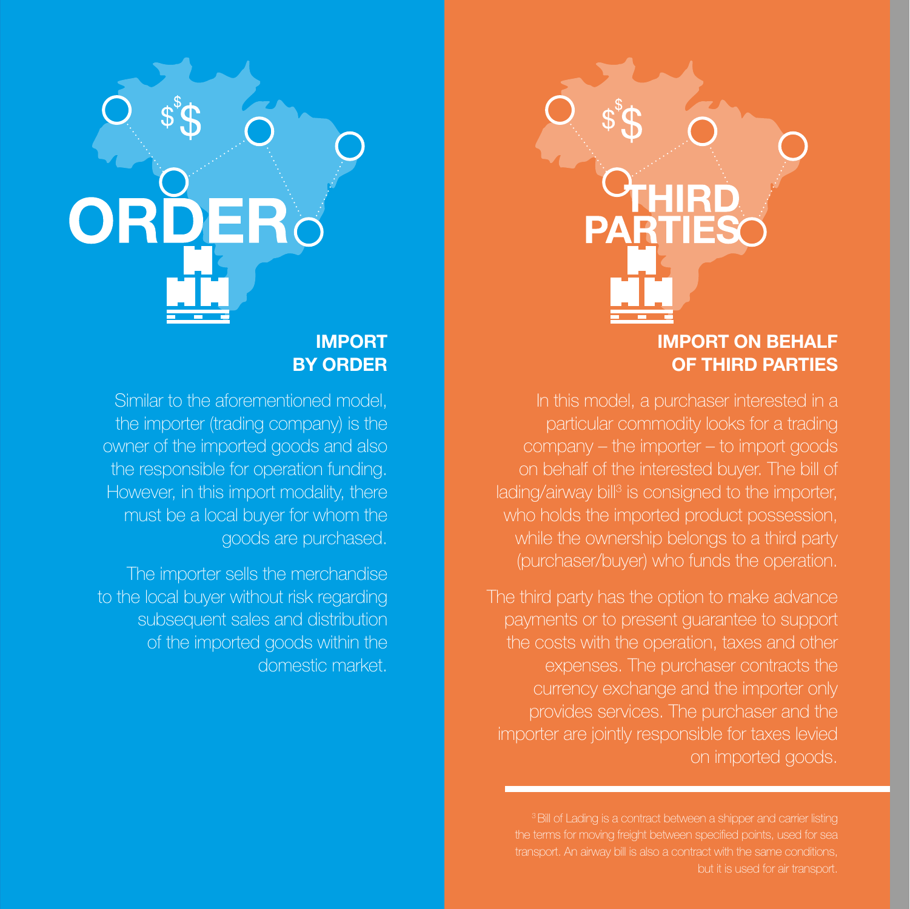ORDER

## IMPORT BY ORDER

Similar to the aforementioned model, the importer (trading company) is the owner of the imported goods and also the responsible for operation funding. However, in this import modality, there must be a local buyer for whom the goods are purchased.

The importer sells the merchandise to the local buyer without risk regarding subsequent sales and distribution of the imported goods within the domestic market.

THIRD PARTIES

## IMPORT ON BEHALF OF THIRD PARTIES

In this model, a purchaser interested in a particular commodity looks for a trading company – the importer – to import goods on behalf of the interested buyer. The bill of lading/airway bill[3] is consigned to the importer, who holds the imported product possession, while the ownership belongs to a third party (purchaser/buyer) who funds the operation.

The third party has the option to make advance payments or to present guarantee to support the costs with the operation, taxes and other expenses. The purchaser contracts the currency exchange and the importer only provides services. The purchaser and the importer are jointly responsible for taxes levied on imported goods.

---

[3] Bill of Lading is a contract between a shipper and carrier listing the terms for moving freight between specified points, used for sea transport. An airway bill is also a contract with the same conditions, but it is used for air transport.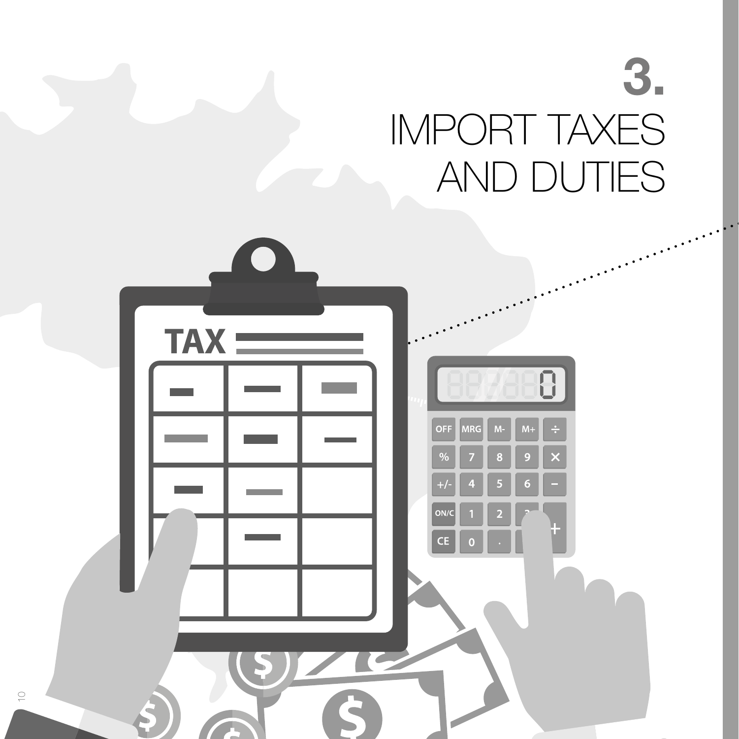# 3. IMPORT TAXES AND DUTIES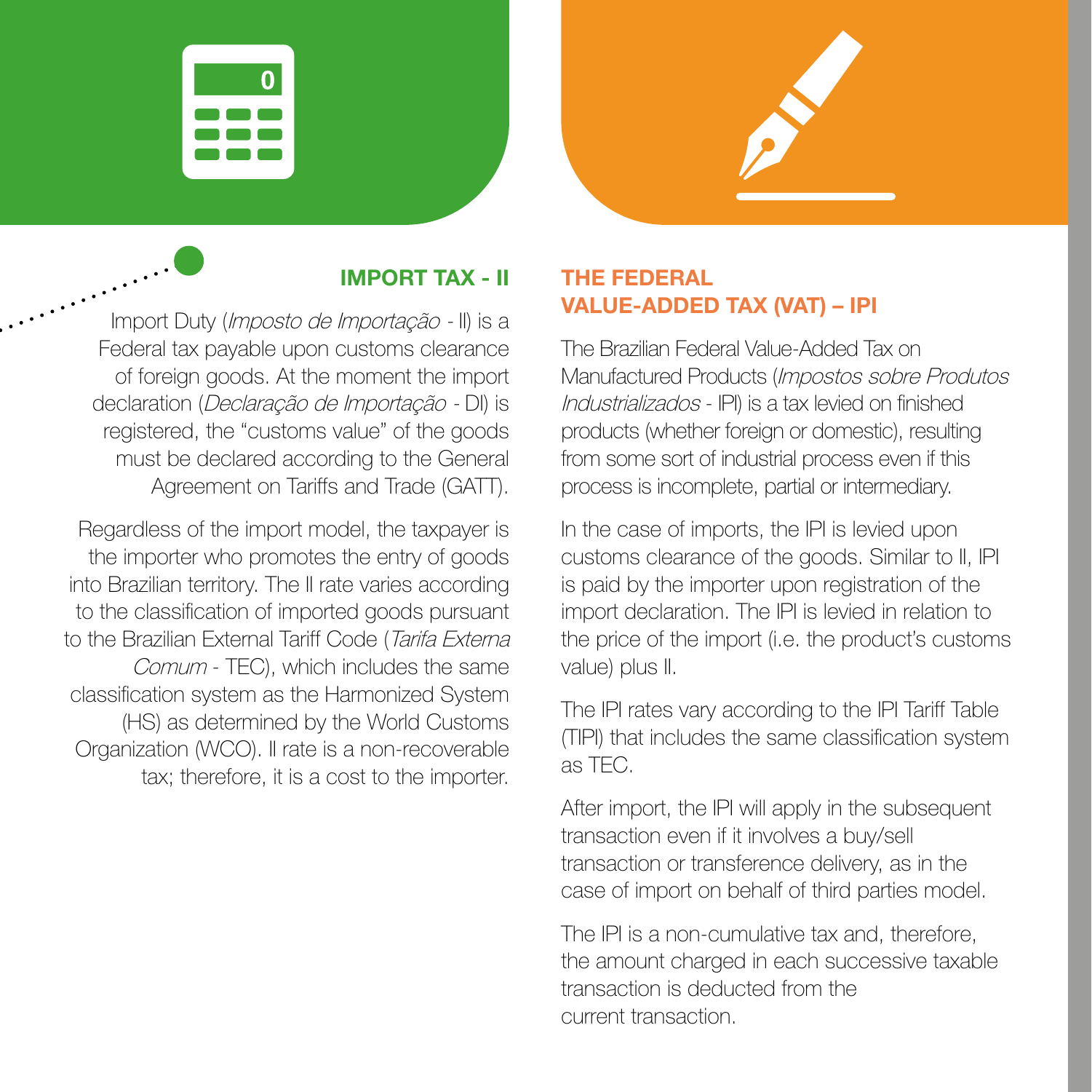## IMPORT TAX - II

Import Duty (*Imposto de Importação* - II) is a Federal tax payable upon customs clearance of foreign goods. At the moment the import declaration (*Declaração de Importação* - DI) is registered, the "customs value" of the goods must be declared according to the General Agreement on Tariffs and Trade (GATT).

Regardless of the import model, the taxpayer is the importer who promotes the entry of goods into Brazilian territory. The II rate varies according to the classification of imported goods pursuant to the Brazilian External Tariff Code (*Tarifa Externa Comum* - TEC), which includes the same classification system as the Harmonized System (HS) as determined by the World Customs Organization (WCO). II rate is a non-recoverable tax; therefore, it is a cost to the importer.

## THE FEDERAL VALUE-ADDED TAX (VAT) – IPI

The Brazilian Federal Value-Added Tax on Manufactured Products (*Impostos sobre Produtos Industrializados* - IPI) is a tax levied on finished products (whether foreign or domestic), resulting from some sort of industrial process even if this process is incomplete, partial or intermediary.

In the case of imports, the IPI is levied upon customs clearance of the goods. Similar to II, IPI is paid by the importer upon registration of the import declaration. The IPI is levied in relation to the price of the import (i.e. the product's customs value) plus II.

The IPI rates vary according to the IPI Tariff Table (TIPI) that includes the same classification system as TEC.

After import, the IPI will apply in the subsequent transaction even if it involves a buy/sell transaction or transference delivery, as in the case of import on behalf of third parties model.

The IPI is a non-cumulative tax and, therefore, the amount charged in each successive taxable transaction is deducted from the current transaction.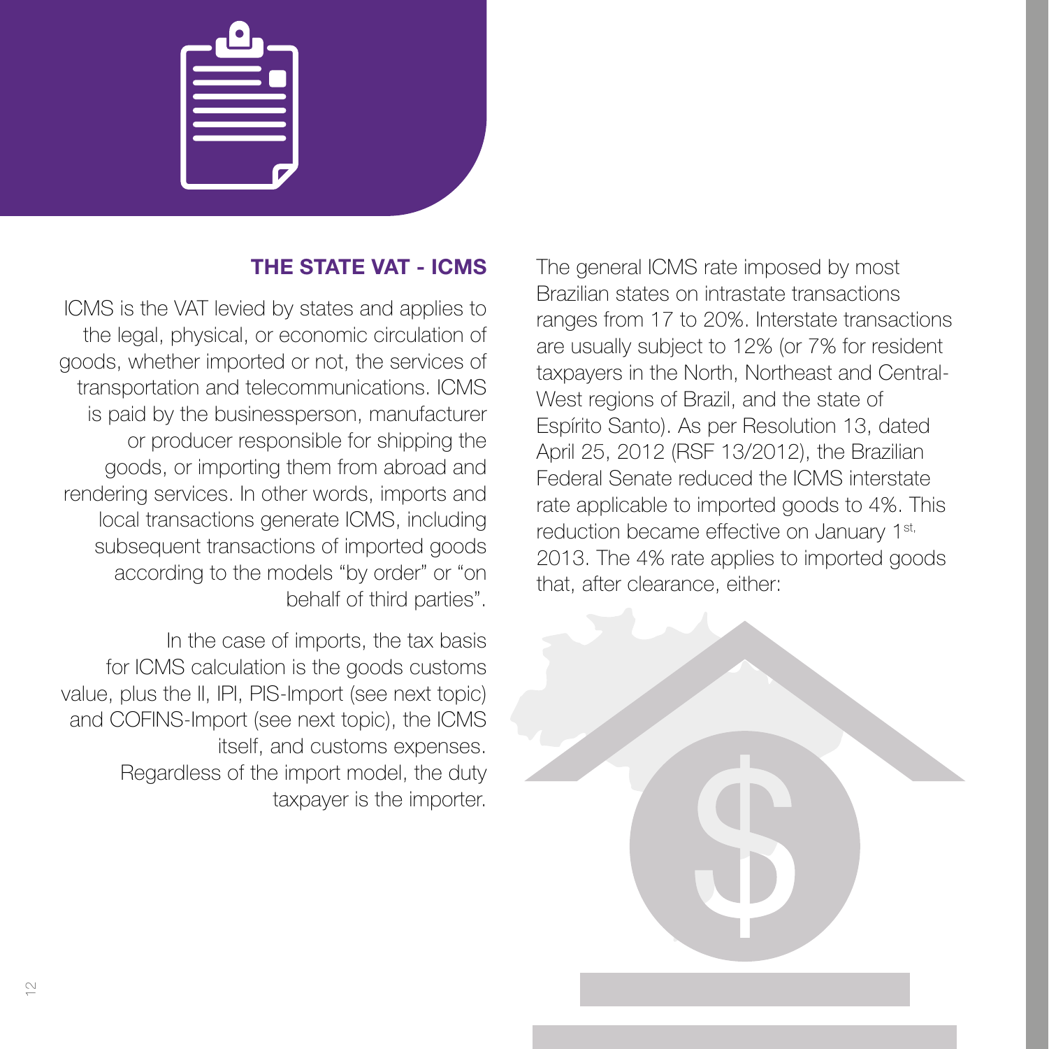## THE STATE VAT - ICMS

ICMS is the VAT levied by states and applies to the legal, physical, or economic circulation of goods, whether imported or not, the services of transportation and telecommunications. ICMS is paid by the businessperson, manufacturer or producer responsible for shipping the goods, or importing them from abroad and rendering services. In other words, imports and local transactions generate ICMS, including subsequent transactions of imported goods according to the models "by order" or "on behalf of third parties".

In the case of imports, the tax basis for ICMS calculation is the goods customs value, plus the II, IPI, PIS-Import (see next topic) and COFINS-Import (see next topic), the ICMS itself, and customs expenses. Regardless of the import model, the duty taxpayer is the importer.

The general ICMS rate imposed by most Brazilian states on intrastate transactions ranges from 17 to 20%. Interstate transactions are usually subject to 12% (or 7% for resident taxpayers in the North, Northeast and Central-West regions of Brazil, and the state of Espírito Santo). As per Resolution 13, dated April 25, 2012 (RSF 13/2012), the Brazilian Federal Senate reduced the ICMS interstate rate applicable to imported goods to 4%. This reduction became effective on January 1st, 2013. The 4% rate applies to imported goods that, after clearance, either: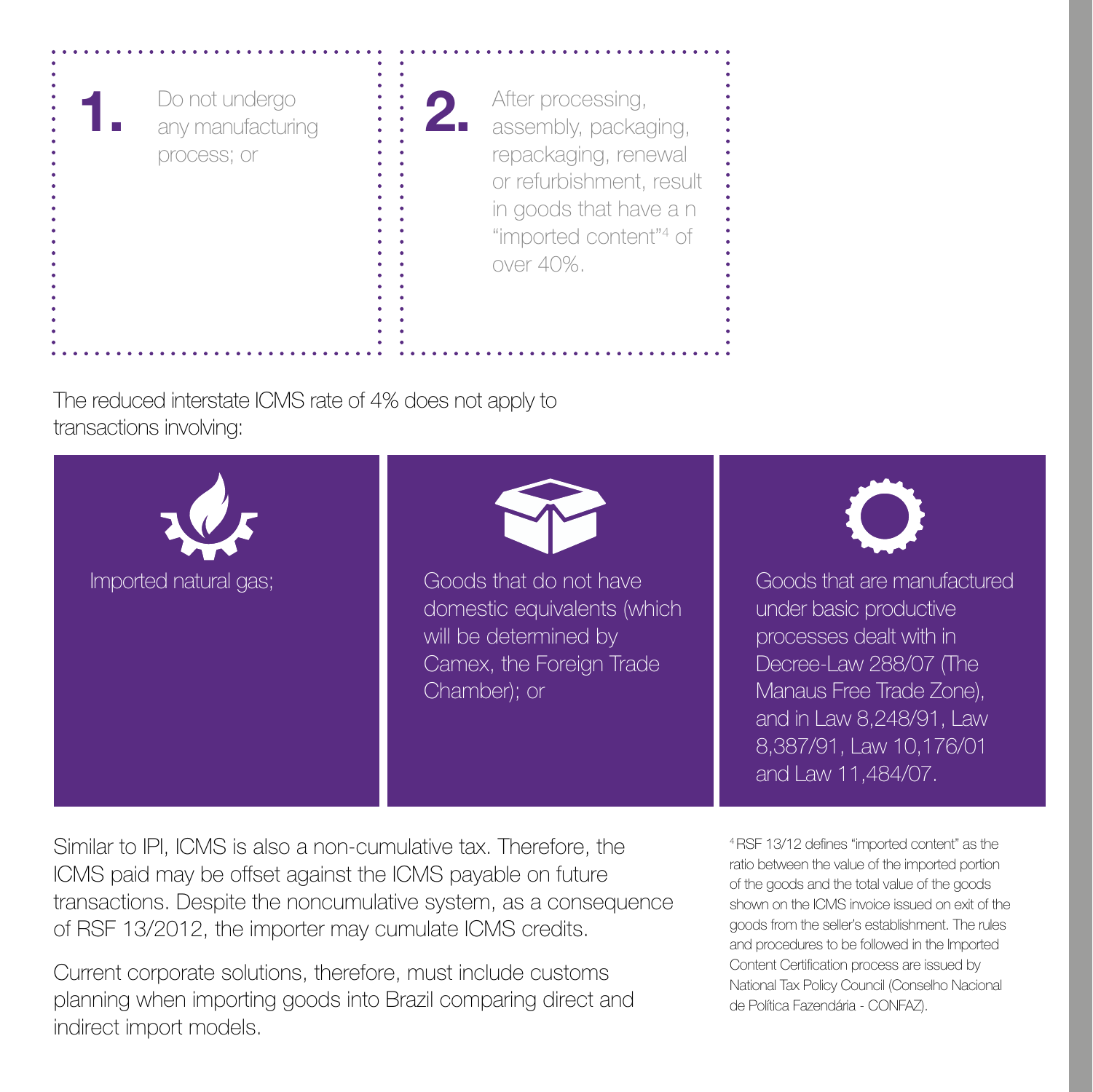1. Do not undergo any manufacturing process; or

2. After processing, assembly, packaging, repackaging, renewal or refurbishment, result in goods that have a n "imported content"[4] of over 40%.

The reduced interstate ICMS rate of 4% does not apply to transactions involving:

- Imported natural gas;
- Goods that do not have domestic equivalents (which will be determined by Camex, the Foreign Trade Chamber); or
- Goods that are manufactured under basic productive processes dealt with in Decree-Law 288/07 (The Manaus Free Trade Zone), and in Law 8,248/91, Law 8,387/91, Law 10,176/01 and Law 11,484/07.

Similar to IPI, ICMS is also a non-cumulative tax. Therefore, the ICMS paid may be offset against the ICMS payable on future transactions. Despite the noncumulative system, as a consequence of RSF 13/2012, the importer may cumulate ICMS credits.

Current corporate solutions, therefore, must include customs planning when importing goods into Brazil comparing direct and indirect import models.

[4] RSF 13/12 defines "imported content" as the ratio between the value of the imported portion of the goods and the total value of the goods shown on the ICMS invoice issued on exit of the goods from the seller's establishment. The rules and procedures to be followed in the Imported Content Certification process are issued by National Tax Policy Council (Conselho Nacional de Política Fazendária - CONFAZ).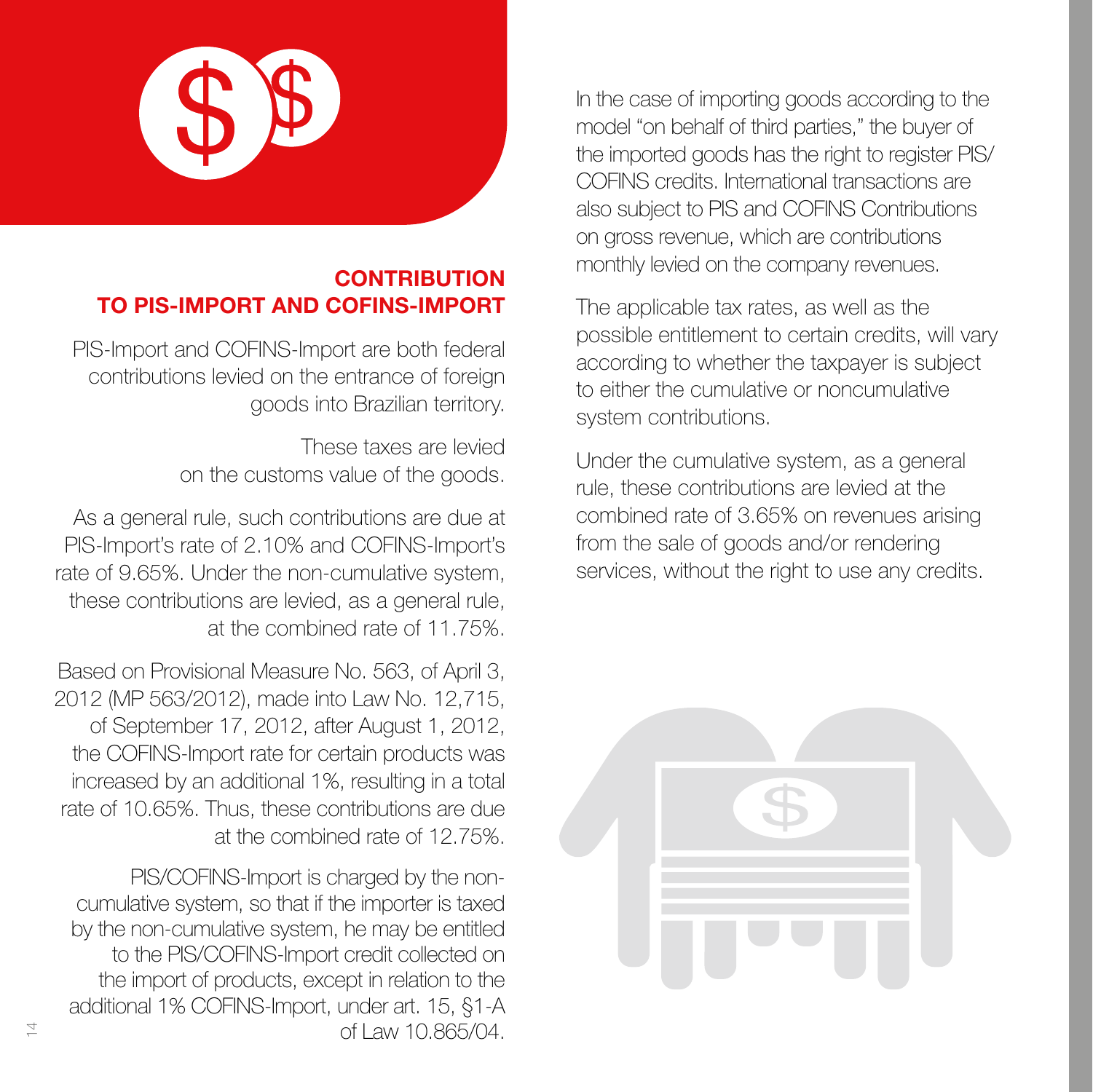## CONTRIBUTION TO PIS-IMPORT AND COFINS-IMPORT

PIS-Import and COFINS-Import are both federal contributions levied on the entrance of foreign goods into Brazilian territory.

These taxes are levied on the customs value of the goods.

As a general rule, such contributions are due at PIS-Import's rate of 2.10% and COFINS-Import's rate of 9.65%. Under the non-cumulative system, these contributions are levied, as a general rule, at the combined rate of 11.75%.

Based on Provisional Measure No. 563, of April 3, 2012 (MP 563/2012), made into Law No. 12,715, of September 17, 2012, after August 1, 2012, the COFINS-Import rate for certain products was increased by an additional 1%, resulting in a total rate of 10.65%. Thus, these contributions are due at the combined rate of 12.75%.

PIS/COFINS-Import is charged by the non-cumulative system, so that if the importer is taxed by the non-cumulative system, he may be entitled to the PIS/COFINS-Import credit collected on the import of products, except in relation to the additional 1% COFINS-Import, under art. 15, §1-A of Law 10.865/04.

In the case of importing goods according to the model "on behalf of third parties," the buyer of the imported goods has the right to register PIS/COFINS credits. International transactions are also subject to PIS and COFINS Contributions on gross revenue, which are contributions monthly levied on the company revenues.

The applicable tax rates, as well as the possible entitlement to certain credits, will vary according to whether the taxpayer is subject to either the cumulative or noncumulative system contributions.

Under the cumulative system, as a general rule, these contributions are levied at the combined rate of 3.65% on revenues arising from the sale of goods and/or rendering services, without the right to use any credits.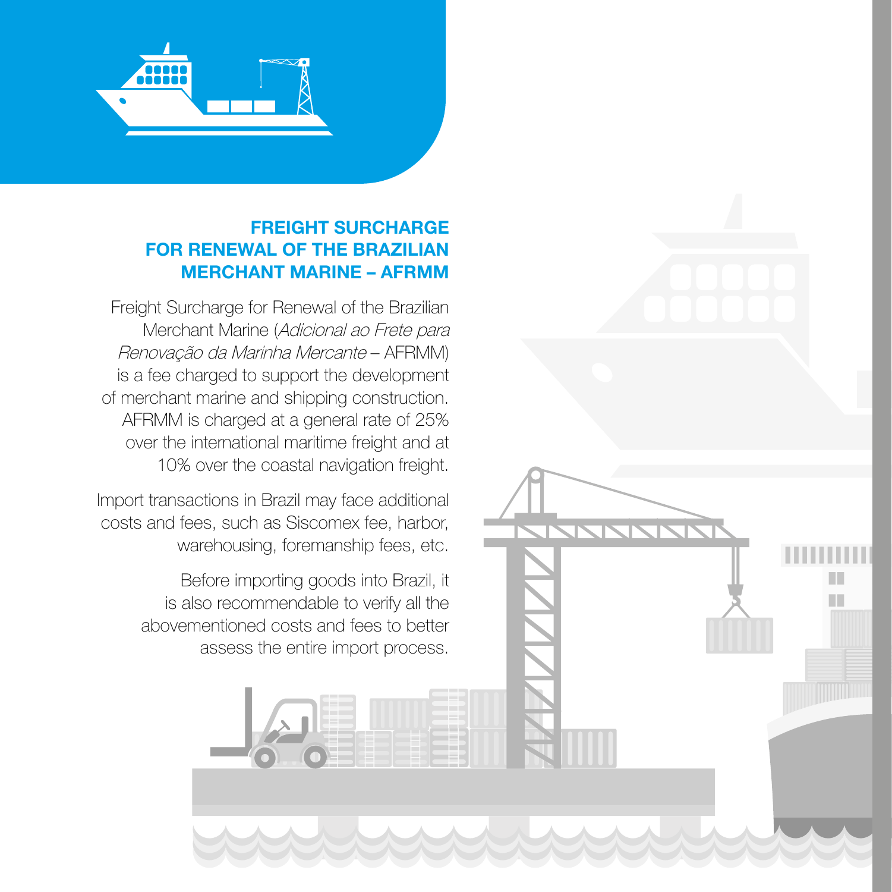## FREIGHT SURCHARGE FOR RENEWAL OF THE BRAZILIAN MERCHANT MARINE – AFRMM

Freight Surcharge for Renewal of the Brazilian Merchant Marine (*Adicional ao Frete para Renovação da Marinha Mercante* – AFRMM) is a fee charged to support the development of merchant marine and shipping construction. AFRMM is charged at a general rate of 25% over the international maritime freight and at 10% over the coastal navigation freight.

Import transactions in Brazil may face additional costs and fees, such as Siscomex fee, harbor, warehousing, foremanship fees, etc.

Before importing goods into Brazil, it is also recommendable to verify all the abovementioned costs and fees to better assess the entire import process.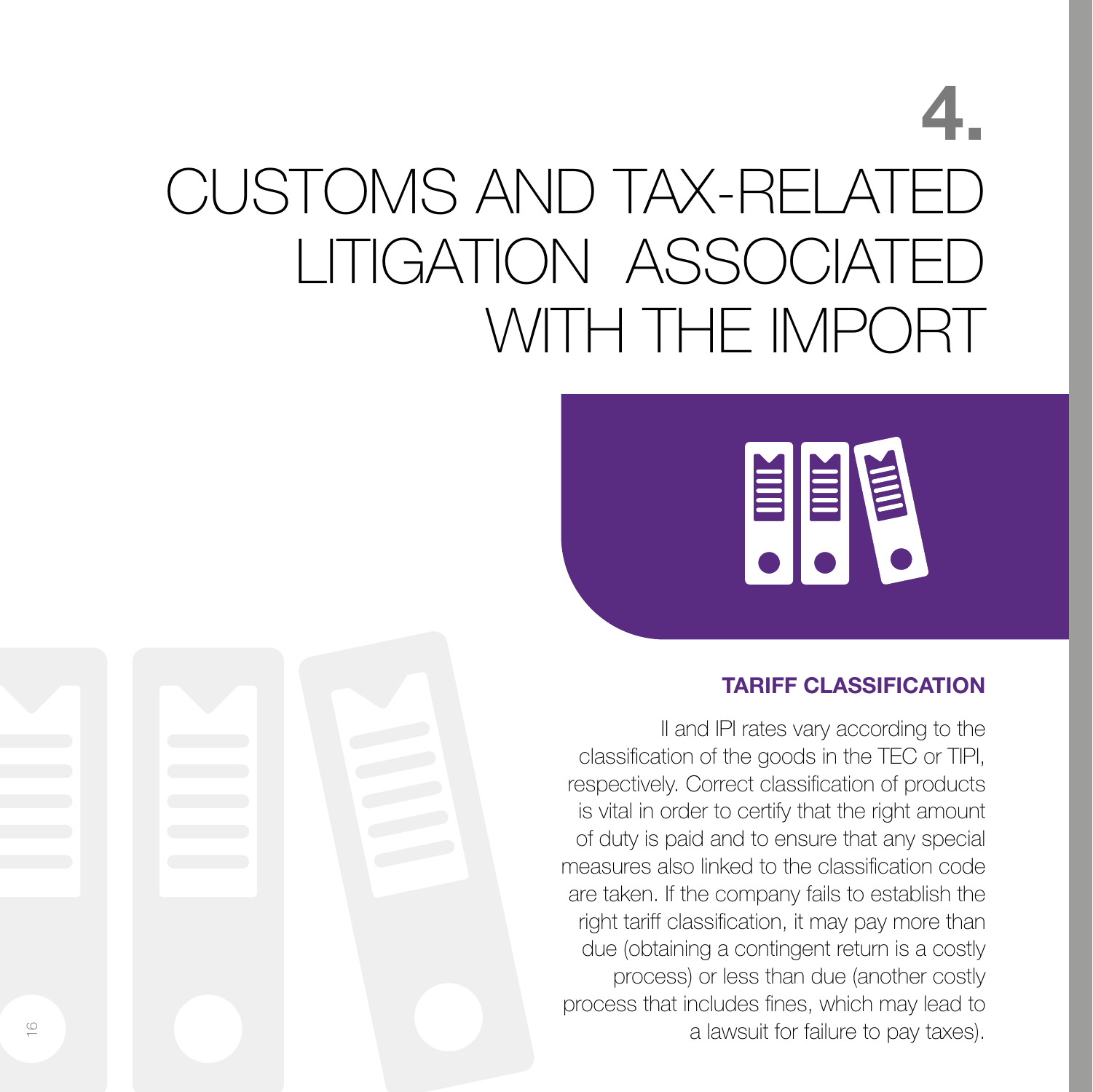# 4. CUSTOMS AND TAX-RELATED LITIGATION ASSOCIATED WITH THE IMPORT

## TARIFF CLASSIFICATION

II and IPI rates vary according to the classification of the goods in the TEC or TIPI, respectively. Correct classification of products is vital in order to certify that the right amount of duty is paid and to ensure that any special measures also linked to the classification code are taken. If the company fails to establish the right tariff classification, it may pay more than due (obtaining a contingent return is a costly process) or less than due (another costly process that includes fines, which may lead to a lawsuit for failure to pay taxes).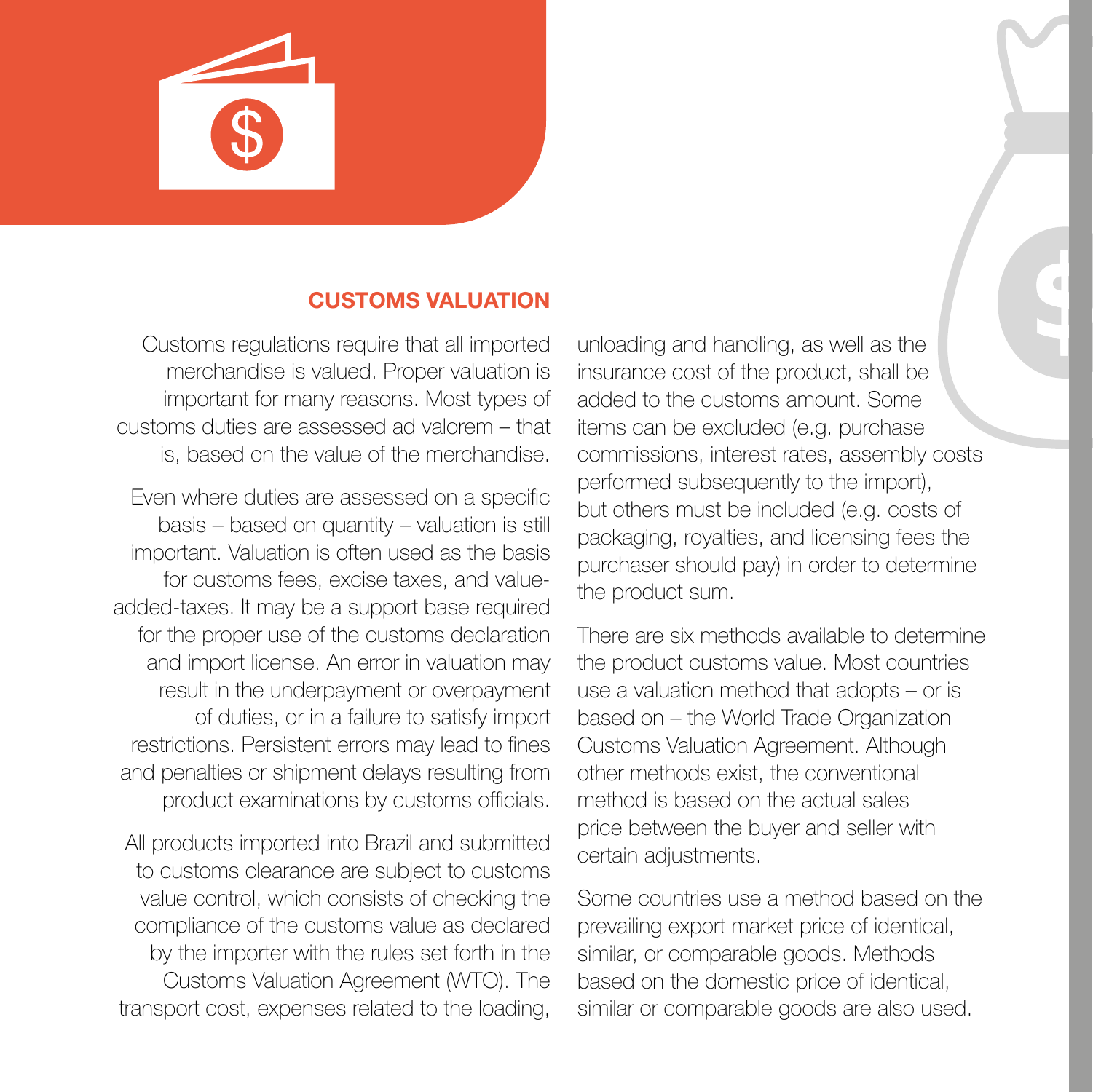## CUSTOMS VALUATION

Customs regulations require that all imported merchandise is valued. Proper valuation is important for many reasons. Most types of customs duties are assessed ad valorem – that is, based on the value of the merchandise.

Even where duties are assessed on a specific basis – based on quantity – valuation is still important. Valuation is often used as the basis for customs fees, excise taxes, and value-added-taxes. It may be a support base required for the proper use of the customs declaration and import license. An error in valuation may result in the underpayment or overpayment of duties, or in a failure to satisfy import restrictions. Persistent errors may lead to fines and penalties or shipment delays resulting from product examinations by customs officials.

All products imported into Brazil and submitted to customs clearance are subject to customs value control, which consists of checking the compliance of the customs value as declared by the importer with the rules set forth in the Customs Valuation Agreement (WTO). The transport cost, expenses related to the loading, unloading and handling, as well as the insurance cost of the product, shall be added to the customs amount. Some items can be excluded (e.g. purchase commissions, interest rates, assembly costs performed subsequently to the import), but others must be included (e.g. costs of packaging, royalties, and licensing fees the purchaser should pay) in order to determine the product sum.

There are six methods available to determine the product customs value. Most countries use a valuation method that adopts – or is based on – the World Trade Organization Customs Valuation Agreement. Although other methods exist, the conventional method is based on the actual sales price between the buyer and seller with certain adjustments.

Some countries use a method based on the prevailing export market price of identical, similar, or comparable goods. Methods based on the domestic price of identical, similar or comparable goods are also used.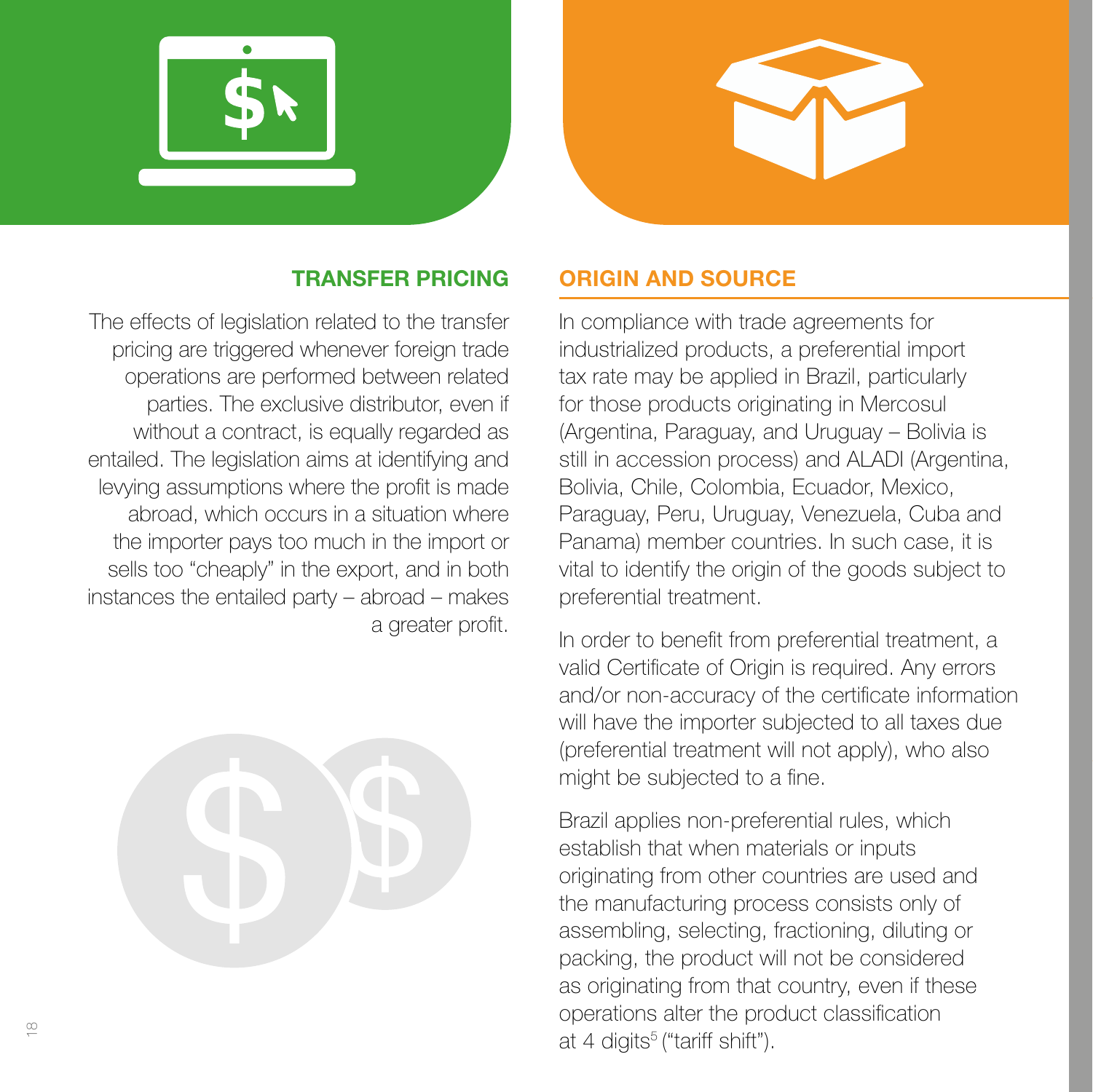## TRANSFER PRICING

The effects of legislation related to the transfer pricing are triggered whenever foreign trade operations are performed between related parties. The exclusive distributor, even if without a contract, is equally regarded as entailed. The legislation aims at identifying and levying assumptions where the profit is made abroad, which occurs in a situation where the importer pays too much in the import or sells too "cheaply" in the export, and in both instances the entailed party – abroad – makes a greater profit.

## ORIGIN AND SOURCE

In compliance with trade agreements for industrialized products, a preferential import tax rate may be applied in Brazil, particularly for those products originating in Mercosul (Argentina, Paraguay, and Uruguay – Bolivia is still in accession process) and ALADI (Argentina, Bolivia, Chile, Colombia, Ecuador, Mexico, Paraguay, Peru, Uruguay, Venezuela, Cuba and Panama) member countries. In such case, it is vital to identify the origin of the goods subject to preferential treatment.

In order to benefit from preferential treatment, a valid Certificate of Origin is required. Any errors and/or non-accuracy of the certificate information will have the importer subjected to all taxes due (preferential treatment will not apply), who also might be subjected to a fine.

Brazil applies non-preferential rules, which establish that when materials or inputs originating from other countries are used and the manufacturing process consists only of assembling, selecting, fractioning, diluting or packing, the product will not be considered as originating from that country, even if these operations alter the product classification at 4 digits[5] ("tariff shift").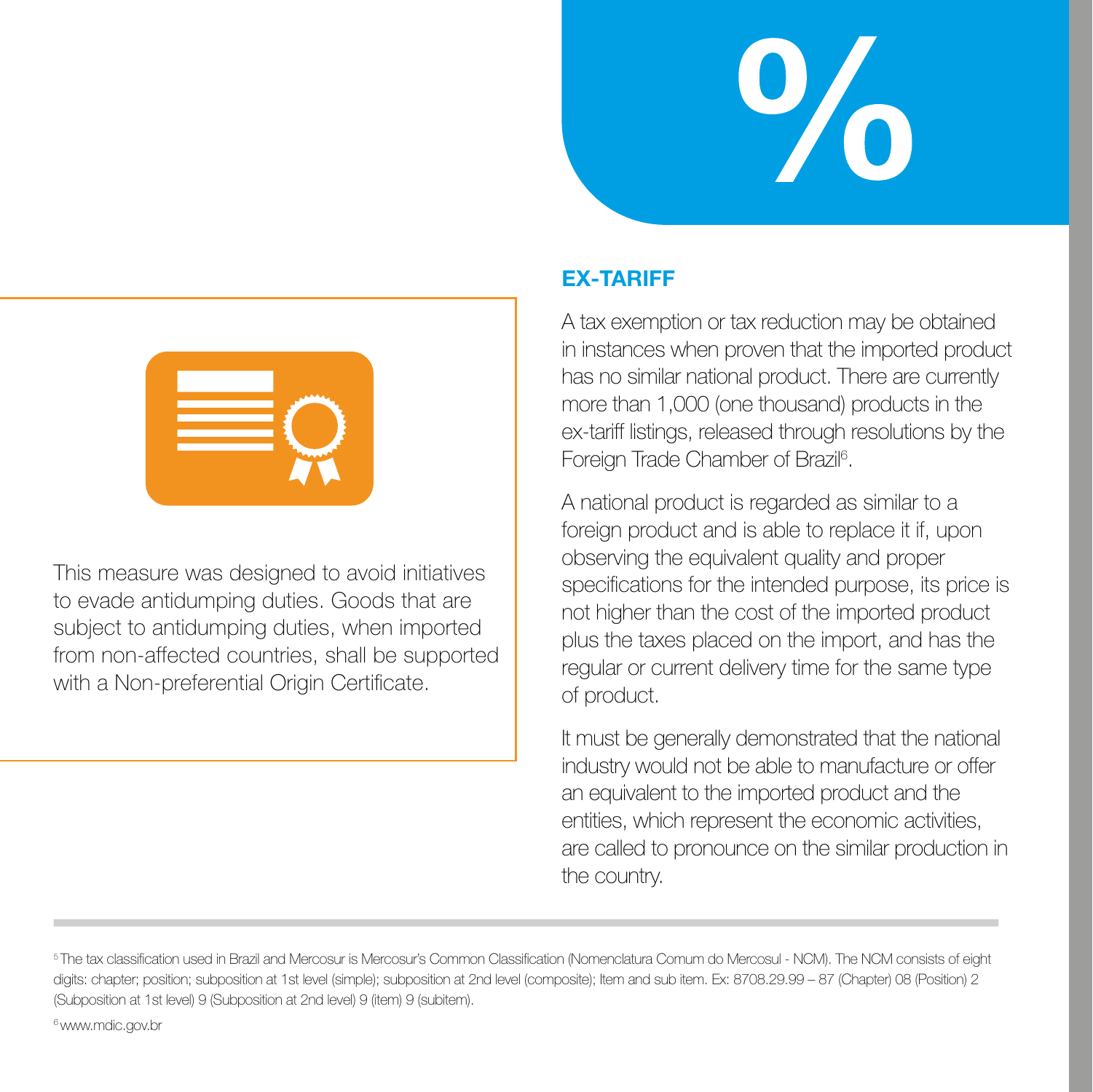This measure was designed to avoid initiatives to evade antidumping duties. Goods that are subject to antidumping duties, when imported from non-affected countries, shall be supported with a Non-preferential Origin Certificate.

## EX-TARIFF

A tax exemption or tax reduction may be obtained in instances when proven that the imported product has no similar national product. There are currently more than 1,000 (one thousand) products in the ex-tariff listings, released through resolutions by the Foreign Trade Chamber of Brazil[6].

A national product is regarded as similar to a foreign product and is able to replace it if, upon observing the equivalent quality and proper specifications for the intended purpose, its price is not higher than the cost of the imported product plus the taxes placed on the import, and has the regular or current delivery time for the same type of product.

It must be generally demonstrated that the national industry would not be able to manufacture or offer an equivalent to the imported product and the entities, which represent the economic activities, are called to pronounce on the similar production in the country.

---

[5] The tax classification used in Brazil and Mercosur is Mercosur's Common Classification (Nomenclatura Comum do Mercosul - NCM). The NCM consists of eight digits: chapter; position; subposition at 1st level (simple); subposition at 2nd level (composite); Item and sub item. Ex: 8708.29.99 – 87 (Chapter) 08 (Position) 2 (Subposition at 1st level) 9 (Subposition at 2nd level) 9 (item) 9 (subitem).

[6] www.mdic.gov.br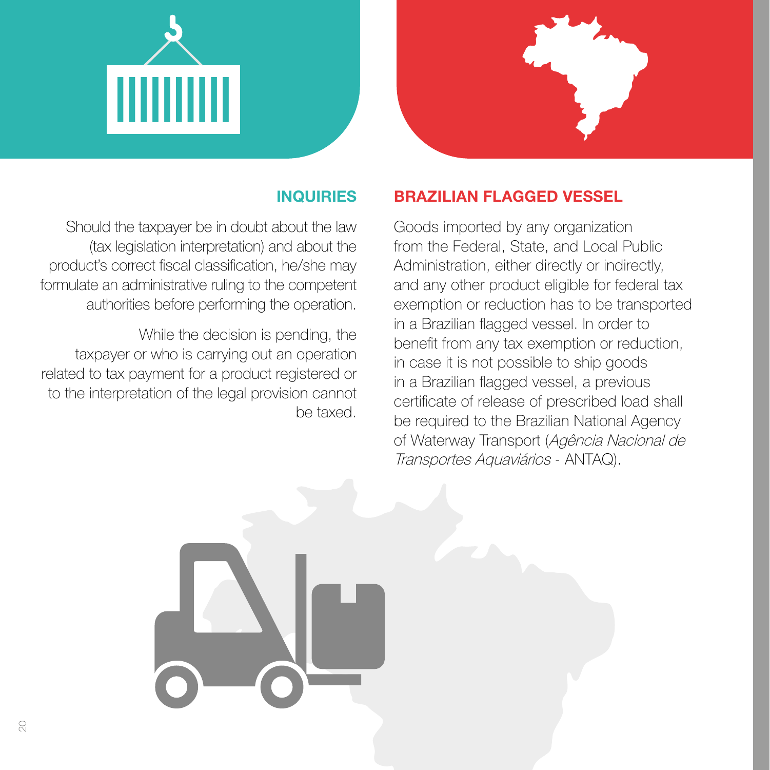## INQUIRIES

Should the taxpayer be in doubt about the law (tax legislation interpretation) and about the product's correct fiscal classification, he/she may formulate an administrative ruling to the competent authorities before performing the operation.

While the decision is pending, the taxpayer or who is carrying out an operation related to tax payment for a product registered or to the interpretation of the legal provision cannot be taxed.

## BRAZILIAN FLAGGED VESSEL

Goods imported by any organization from the Federal, State, and Local Public Administration, either directly or indirectly, and any other product eligible for federal tax exemption or reduction has to be transported in a Brazilian flagged vessel. In order to benefit from any tax exemption or reduction, in case it is not possible to ship goods in a Brazilian flagged vessel, a previous certificate of release of prescribed load shall be required to the Brazilian National Agency of Waterway Transport (*Agência Nacional de Transportes Aquaviários* - ANTAQ).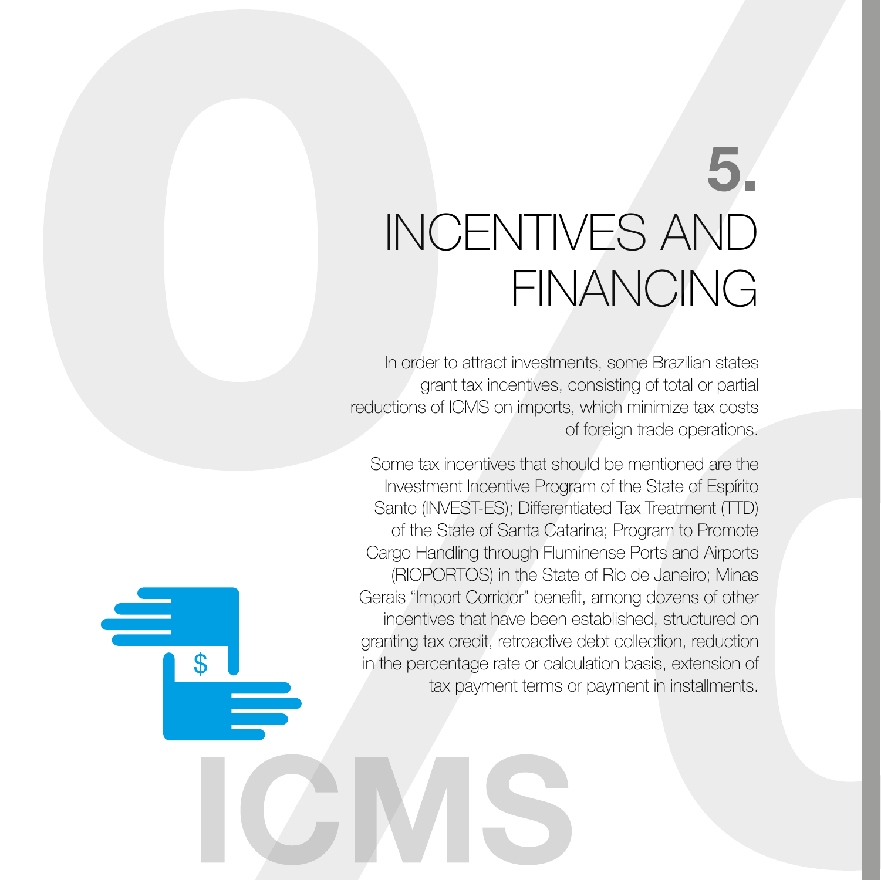# 5. INCENTIVES AND FINANCING

In order to attract investments, some Brazilian states grant tax incentives, consisting of total or partial reductions of ICMS on imports, which minimize tax costs of foreign trade operations.

Some tax incentives that should be mentioned are the Investment Incentive Program of the State of Espírito Santo (INVEST-ES); Differentiated Tax Treatment (TTD) of the State of Santa Catarina; Program to Promote Cargo Handling through Fluminense Ports and Airports (RIOPORTOS) in the State of Rio de Janeiro; Minas Gerais "Import Corridor" benefit, among dozens of other incentives that have been established, structured on granting tax credit, retroactive debt collection, reduction in the percentage rate or calculation basis, extension of tax payment terms or payment in installments.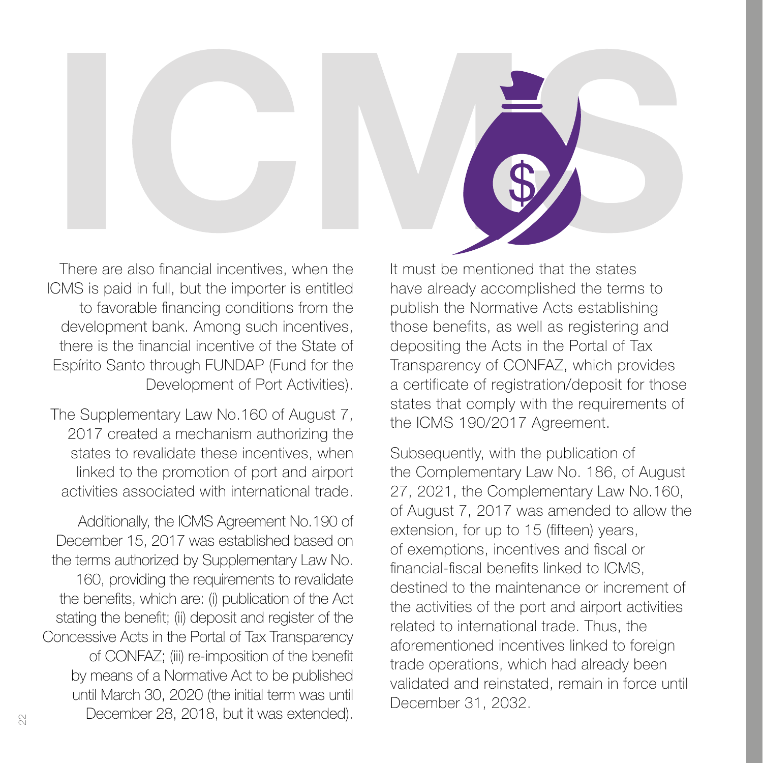# ICMS

There are also financial incentives, when the ICMS is paid in full, but the importer is entitled to favorable financing conditions from the development bank. Among such incentives, there is the financial incentive of the State of Espírito Santo through FUNDAP (Fund for the Development of Port Activities).

The Supplementary Law No.160 of August 7, 2017 created a mechanism authorizing the states to revalidate these incentives, when linked to the promotion of port and airport activities associated with international trade.

Additionally, the ICMS Agreement No.190 of December 15, 2017 was established based on the terms authorized by Supplementary Law No. 160, providing the requirements to revalidate the benefits, which are: (i) publication of the Act stating the benefit; (ii) deposit and register of the Concessive Acts in the Portal of Tax Transparency of CONFAZ; (iii) re-imposition of the benefit by means of a Normative Act to be published until March 30, 2020 (the initial term was until December 28, 2018, but it was extended).

It must be mentioned that the states have already accomplished the terms to publish the Normative Acts establishing those benefits, as well as registering and depositing the Acts in the Portal of Tax Transparency of CONFAZ, which provides a certificate of registration/deposit for those states that comply with the requirements of the ICMS 190/2017 Agreement.

Subsequently, with the publication of the Complementary Law No. 186, of August 27, 2021, the Complementary Law No.160, of August 7, 2017 was amended to allow the extension, for up to 15 (fifteen) years, of exemptions, incentives and fiscal or financial-fiscal benefits linked to ICMS, destined to the maintenance or increment of the activities of the port and airport activities related to international trade. Thus, the aforementioned incentives linked to foreign trade operations, which had already been validated and reinstated, remain in force until December 31, 2032.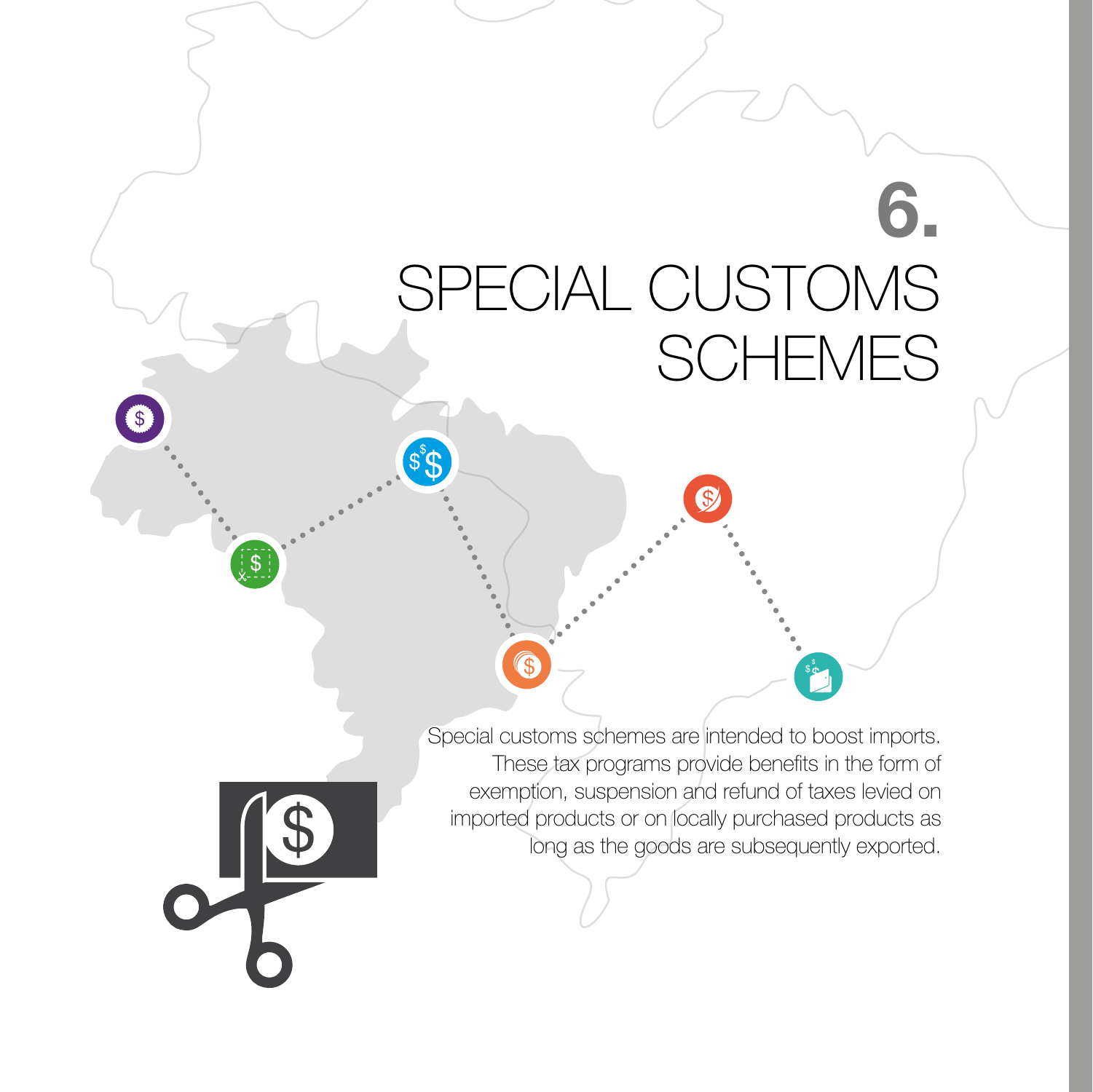# 6. SPECIAL CUSTOMS SCHEMES

Special customs schemes are intended to boost imports. These tax programs provide benefits in the form of exemption, suspension and refund of taxes levied on imported products or on locally purchased products as long as the goods are subsequently exported.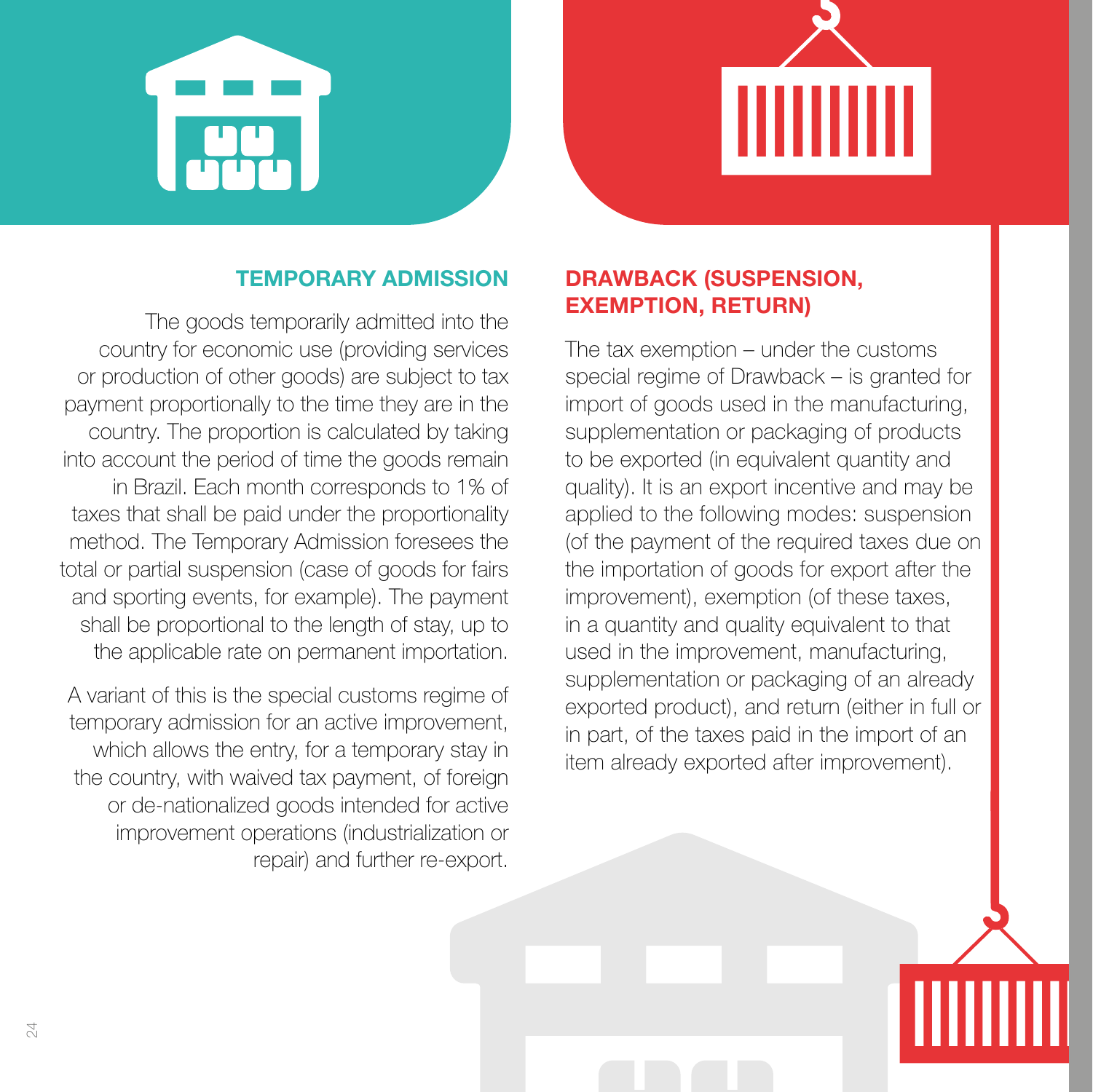## TEMPORARY ADMISSION

The goods temporarily admitted into the country for economic use (providing services or production of other goods) are subject to tax payment proportionally to the time they are in the country. The proportion is calculated by taking into account the period of time the goods remain in Brazil. Each month corresponds to 1% of taxes that shall be paid under the proportionality method. The Temporary Admission foresees the total or partial suspension (case of goods for fairs and sporting events, for example). The payment shall be proportional to the length of stay, up to the applicable rate on permanent importation.

A variant of this is the special customs regime of temporary admission for an active improvement, which allows the entry, for a temporary stay in the country, with waived tax payment, of foreign or de-nationalized goods intended for active improvement operations (industrialization or repair) and further re-export.

## DRAWBACK (SUSPENSION, EXEMPTION, RETURN)

The tax exemption – under the customs special regime of Drawback – is granted for import of goods used in the manufacturing, supplementation or packaging of products to be exported (in equivalent quantity and quality). It is an export incentive and may be applied to the following modes: suspension (of the payment of the required taxes due on the importation of goods for export after the improvement), exemption (of these taxes, in a quantity and quality equivalent to that used in the improvement, manufacturing, supplementation or packaging of an already exported product), and return (either in full or in part, of the taxes paid in the import of an item already exported after improvement).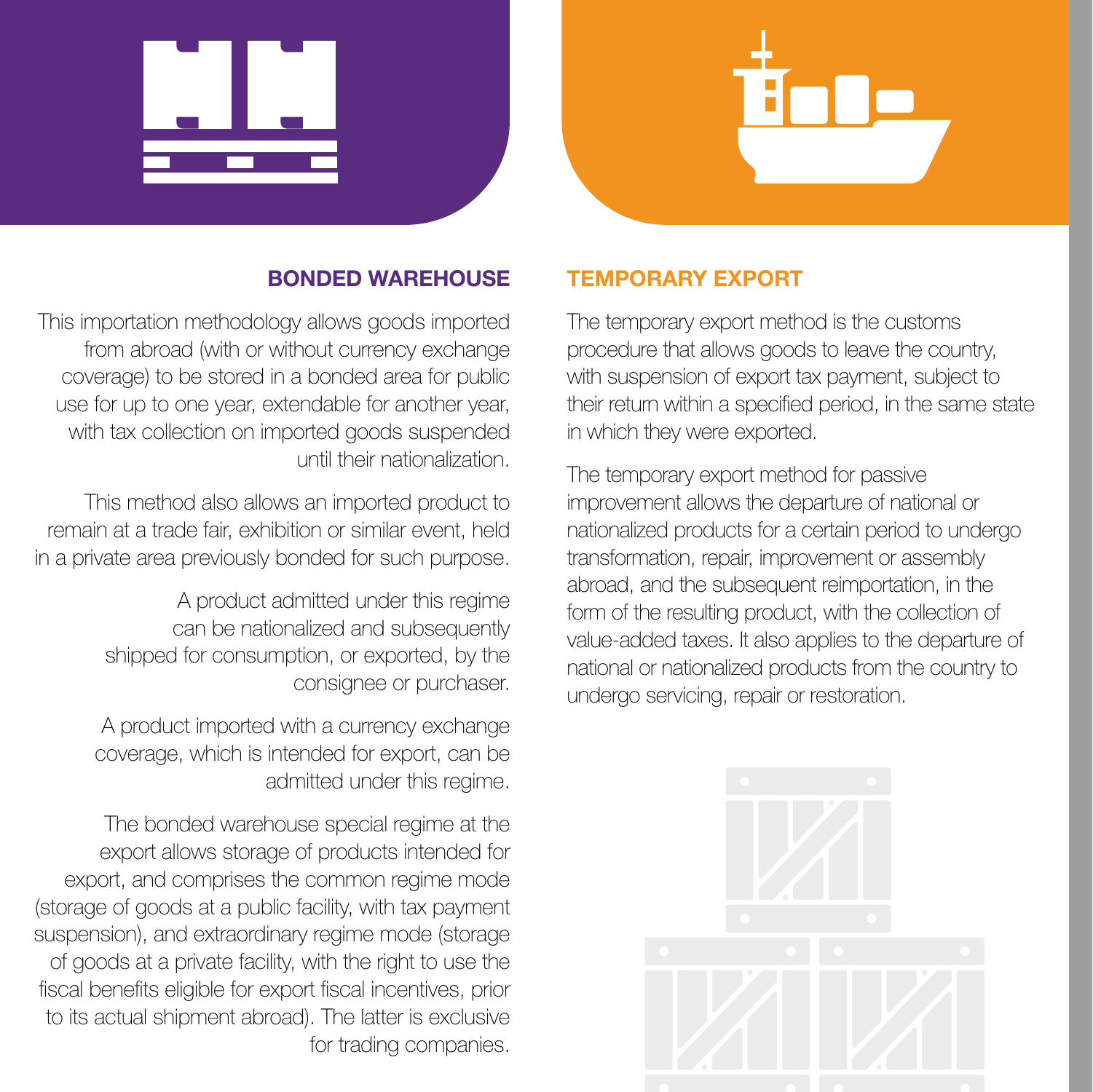## BONDED WAREHOUSE

This importation methodology allows goods imported from abroad (with or without currency exchange coverage) to be stored in a bonded area for public use for up to one year, extendable for another year, with tax collection on imported goods suspended until their nationalization.

This method also allows an imported product to remain at a trade fair, exhibition or similar event, held in a private area previously bonded for such purpose.

A product admitted under this regime can be nationalized and subsequently shipped for consumption, or exported, by the consignee or purchaser.

A product imported with a currency exchange coverage, which is intended for export, can be admitted under this regime.

The bonded warehouse special regime at the export allows storage of products intended for export, and comprises the common regime mode (storage of goods at a public facility, with tax payment suspension), and extraordinary regime mode (storage of goods at a private facility, with the right to use the fiscal benefits eligible for export fiscal incentives, prior to its actual shipment abroad). The latter is exclusive for trading companies.

## TEMPORARY EXPORT

The temporary export method is the customs procedure that allows goods to leave the country, with suspension of export tax payment, subject to their return within a specified period, in the same state in which they were exported.

The temporary export method for passive improvement allows the departure of national or nationalized products for a certain period to undergo transformation, repair, improvement or assembly abroad, and the subsequent reimportation, in the form of the resulting product, with the collection of value-added taxes. It also applies to the departure of national or nationalized products from the country to undergo servicing, repair or restoration.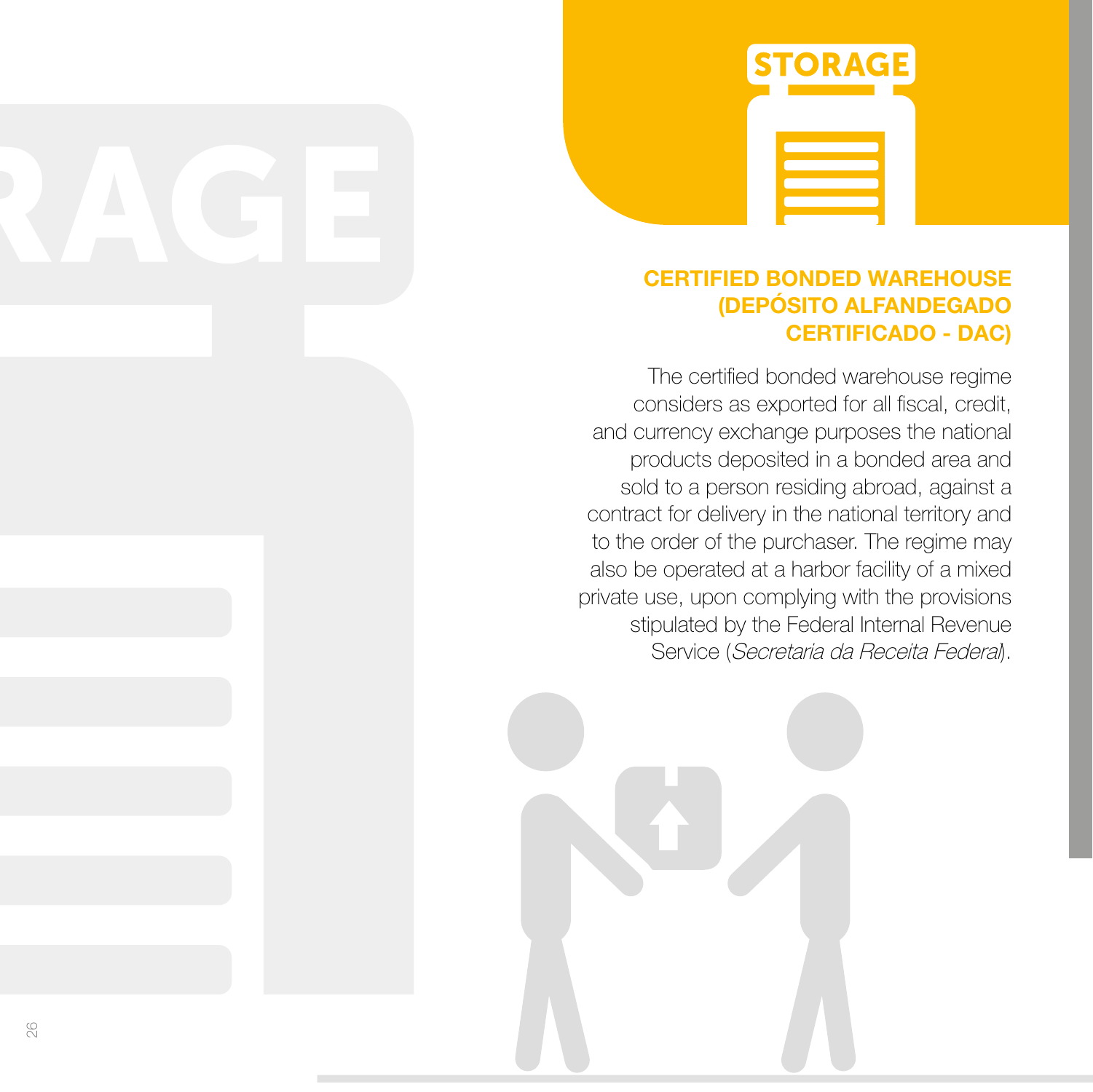# STORAGE

## CERTIFIED BONDED WAREHOUSE (DEPÓSITO ALFANDEGADO CERTIFICADO - DAC)

The certified bonded warehouse regime considers as exported for all fiscal, credit, and currency exchange purposes the national products deposited in a bonded area and sold to a person residing abroad, against a contract for delivery in the national territory and to the order of the purchaser. The regime may also be operated at a harbor facility of a mixed private use, upon complying with the provisions stipulated by the Federal Internal Revenue Service (*Secretaria da Receita Federal*).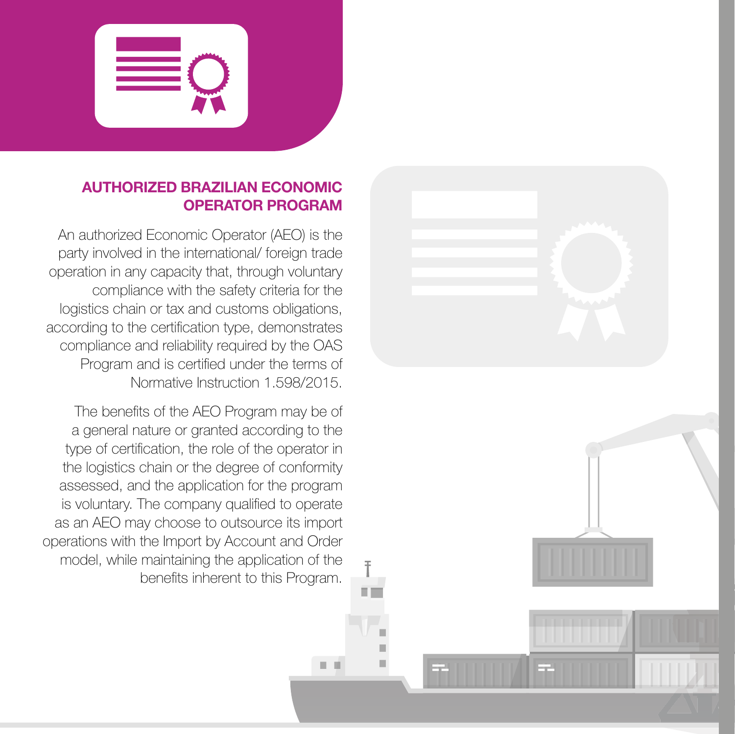## AUTHORIZED BRAZILIAN ECONOMIC OPERATOR PROGRAM

An authorized Economic Operator (AEO) is the party involved in the international/ foreign trade operation in any capacity that, through voluntary compliance with the safety criteria for the logistics chain or tax and customs obligations, according to the certification type, demonstrates compliance and reliability required by the OAS Program and is certified under the terms of Normative Instruction 1.598/2015.

The benefits of the AEO Program may be of a general nature or granted according to the type of certification, the role of the operator in the logistics chain or the degree of conformity assessed, and the application for the program is voluntary. The company qualified to operate as an AEO may choose to outsource its import operations with the Import by Account and Order model, while maintaining the application of the benefits inherent to this Program.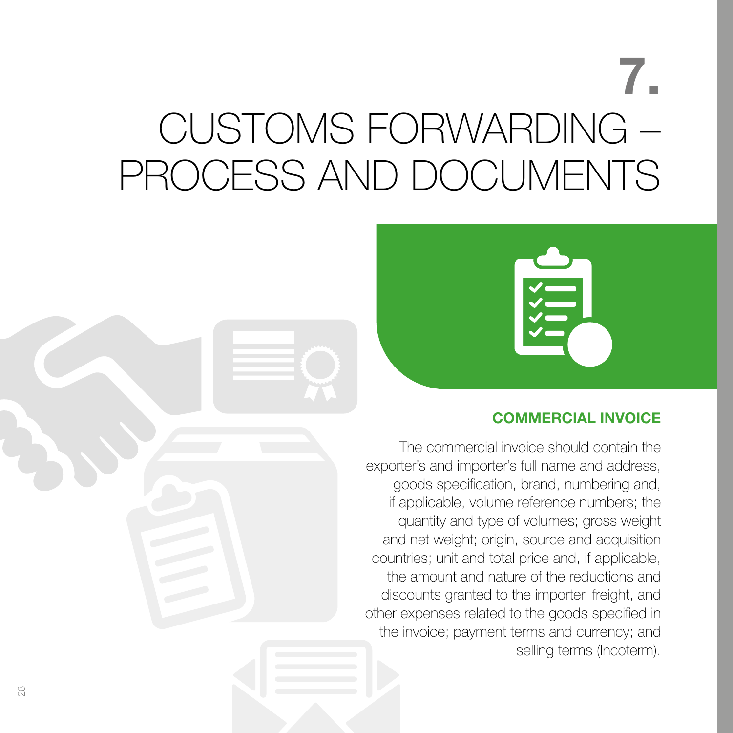# 7. CUSTOMS FORWARDING – PROCESS AND DOCUMENTS

## COMMERCIAL INVOICE

The commercial invoice should contain the exporter's and importer's full name and address, goods specification, brand, numbering and, if applicable, volume reference numbers; the quantity and type of volumes; gross weight and net weight; origin, source and acquisition countries; unit and total price and, if applicable, the amount and nature of the reductions and discounts granted to the importer, freight, and other expenses related to the goods specified in the invoice; payment terms and currency; and selling terms (Incoterm).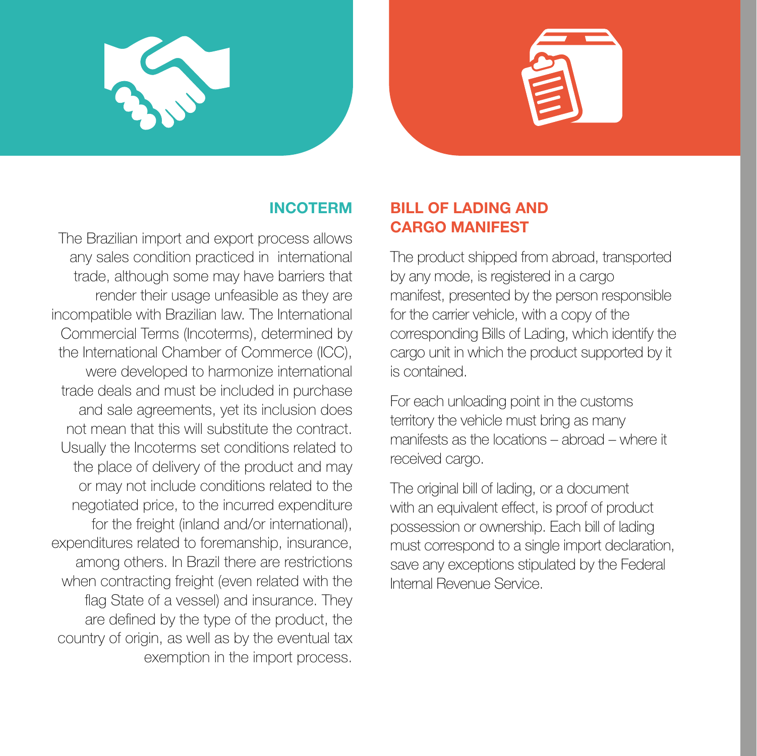## INCOTERM

The Brazilian import and export process allows any sales condition practiced in international trade, although some may have barriers that render their usage unfeasible as they are incompatible with Brazilian law. The International Commercial Terms (Incoterms), determined by the International Chamber of Commerce (ICC), were developed to harmonize international trade deals and must be included in purchase and sale agreements, yet its inclusion does not mean that this will substitute the contract. Usually the Incoterms set conditions related to the place of delivery of the product and may or may not include conditions related to the negotiated price, to the incurred expenditure for the freight (inland and/or international), expenditures related to foremanship, insurance, among others. In Brazil there are restrictions when contracting freight (even related with the flag State of a vessel) and insurance. They are defined by the type of the product, the country of origin, as well as by the eventual tax exemption in the import process.

## BILL OF LADING AND CARGO MANIFEST

The product shipped from abroad, transported by any mode, is registered in a cargo manifest, presented by the person responsible for the carrier vehicle, with a copy of the corresponding Bills of Lading, which identify the cargo unit in which the product supported by it is contained.

For each unloading point in the customs territory the vehicle must bring as many manifests as the locations – abroad – where it received cargo.

The original bill of lading, or a document with an equivalent effect, is proof of product possession or ownership. Each bill of lading must correspond to a single import declaration, save any exceptions stipulated by the Federal Internal Revenue Service.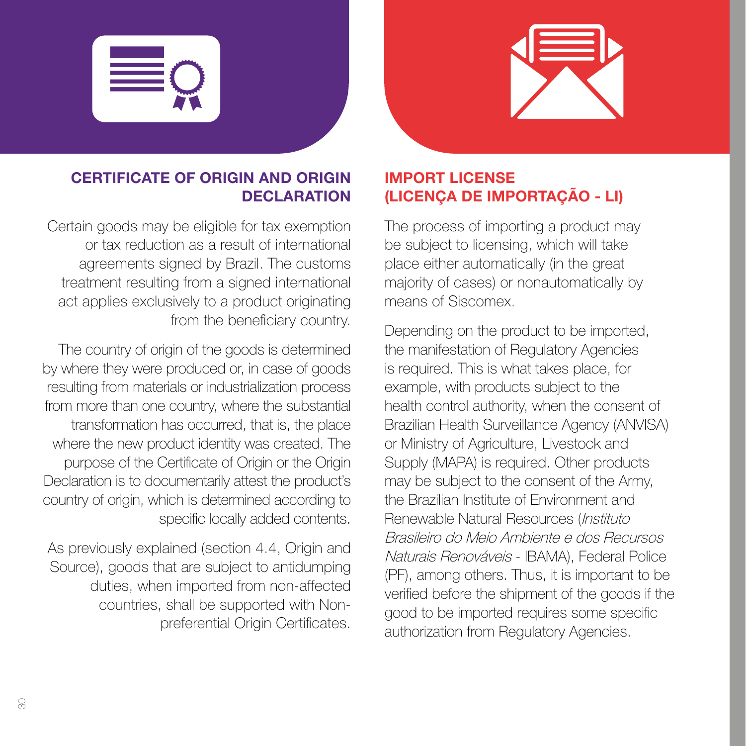## CERTIFICATE OF ORIGIN AND ORIGIN DECLARATION

Certain goods may be eligible for tax exemption or tax reduction as a result of international agreements signed by Brazil. The customs treatment resulting from a signed international act applies exclusively to a product originating from the beneficiary country.

The country of origin of the goods is determined by where they were produced or, in case of goods resulting from materials or industrialization process from more than one country, where the substantial transformation has occurred, that is, the place where the new product identity was created. The purpose of the Certificate of Origin or the Origin Declaration is to documentarily attest the product's country of origin, which is determined according to specific locally added contents.

As previously explained (section 4.4, Origin and Source), goods that are subject to antidumping duties, when imported from non-affected countries, shall be supported with Non-preferential Origin Certificates.

## IMPORT LICENSE (LICENÇA DE IMPORTAÇÃO - LI)

The process of importing a product may be subject to licensing, which will take place either automatically (in the great majority of cases) or nonautomatically by means of Siscomex.

Depending on the product to be imported, the manifestation of Regulatory Agencies is required. This is what takes place, for example, with products subject to the health control authority, when the consent of Brazilian Health Surveillance Agency (ANVISA) or Ministry of Agriculture, Livestock and Supply (MAPA) is required. Other products may be subject to the consent of the Army, the Brazilian Institute of Environment and Renewable Natural Resources (*Instituto Brasileiro do Meio Ambiente e dos Recursos Naturais Renováveis* - IBAMA), Federal Police (PF), among others. Thus, it is important to be verified before the shipment of the goods if the good to be imported requires some specific authorization from Regulatory Agencies.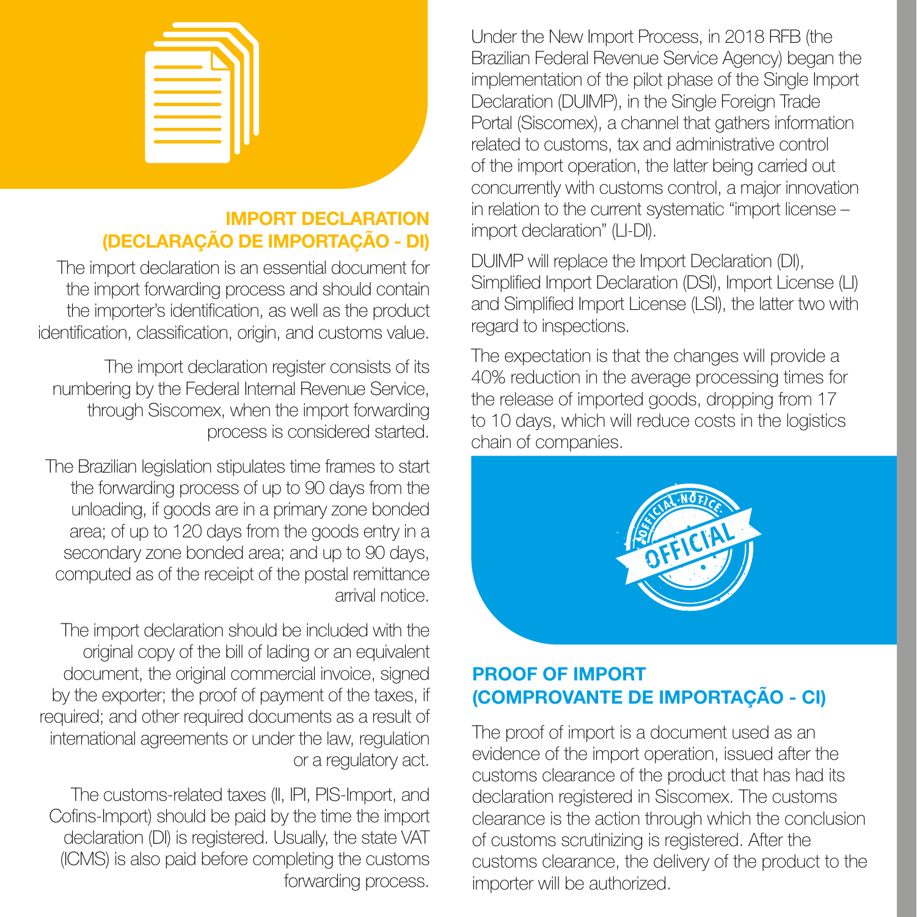## IMPORT DECLARATION (DECLARAÇÃO DE IMPORTAÇÃO - DI)

The import declaration is an essential document for the import forwarding process and should contain the importer's identification, as well as the product identification, classification, origin, and customs value.

The import declaration register consists of its numbering by the Federal Internal Revenue Service, through Siscomex, when the import forwarding process is considered started.

The Brazilian legislation stipulates time frames to start the forwarding process of up to 90 days from the unloading, if goods are in a primary zone bonded area; of up to 120 days from the goods entry in a secondary zone bonded area; and up to 90 days, computed as of the receipt of the postal remittance arrival notice.

The import declaration should be included with the original copy of the bill of lading or an equivalent document, the original commercial invoice, signed by the exporter; the proof of payment of the taxes, if required; and other required documents as a result of international agreements or under the law, regulation or a regulatory act.

The customs-related taxes (II, IPI, PIS-Import, and Cofins-Import) should be paid by the time the import declaration (DI) is registered. Usually, the state VAT (ICMS) is also paid before completing the customs forwarding process.

Under the New Import Process, in 2018 RFB (the Brazilian Federal Revenue Service Agency) began the implementation of the pilot phase of the Single Import Declaration (DUIMP), in the Single Foreign Trade Portal (Siscomex), a channel that gathers information related to customs, tax and administrative control of the import operation, the latter being carried out concurrently with customs control, a major innovation in relation to the current systematic "import license – import declaration" (LI-DI).

DUIMP will replace the Import Declaration (DI), Simplified Import Declaration (DSI), Import License (LI) and Simplified Import License (LSI), the latter two with regard to inspections.

The expectation is that the changes will provide a 40% reduction in the average processing times for the release of imported goods, dropping from 17 to 10 days, which will reduce costs in the logistics chain of companies.

## PROOF OF IMPORT (COMPROVANTE DE IMPORTAÇÃO - CI)

The proof of import is a document used as an evidence of the import operation, issued after the customs clearance of the product that has had its declaration registered in Siscomex. The customs clearance is the action through which the conclusion of customs scrutinizing is registered. After the customs clearance, the delivery of the product to the importer will be authorized.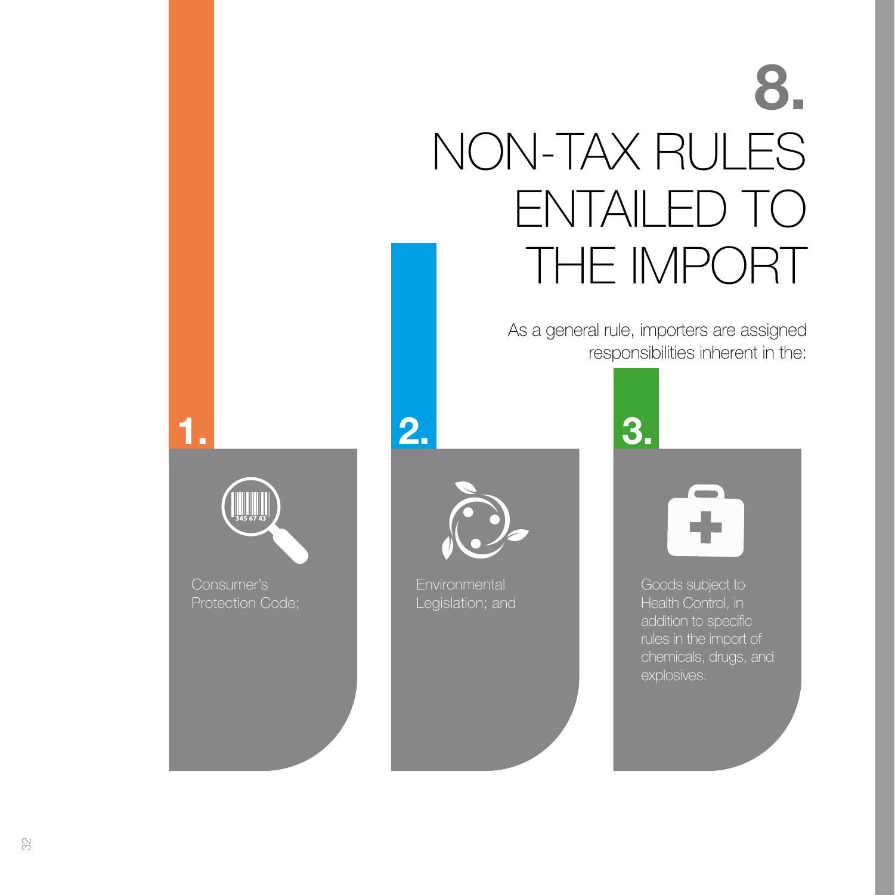# 8. NON-TAX RULES ENTAILED TO THE IMPORT

As a general rule, importers are assigned responsibilities inherent in the:

1. Consumer's Protection Code;
2. Environmental Legislation; and
3. Goods subject to Health Control, in addition to specific rules in the import of chemicals, drugs, and explosives.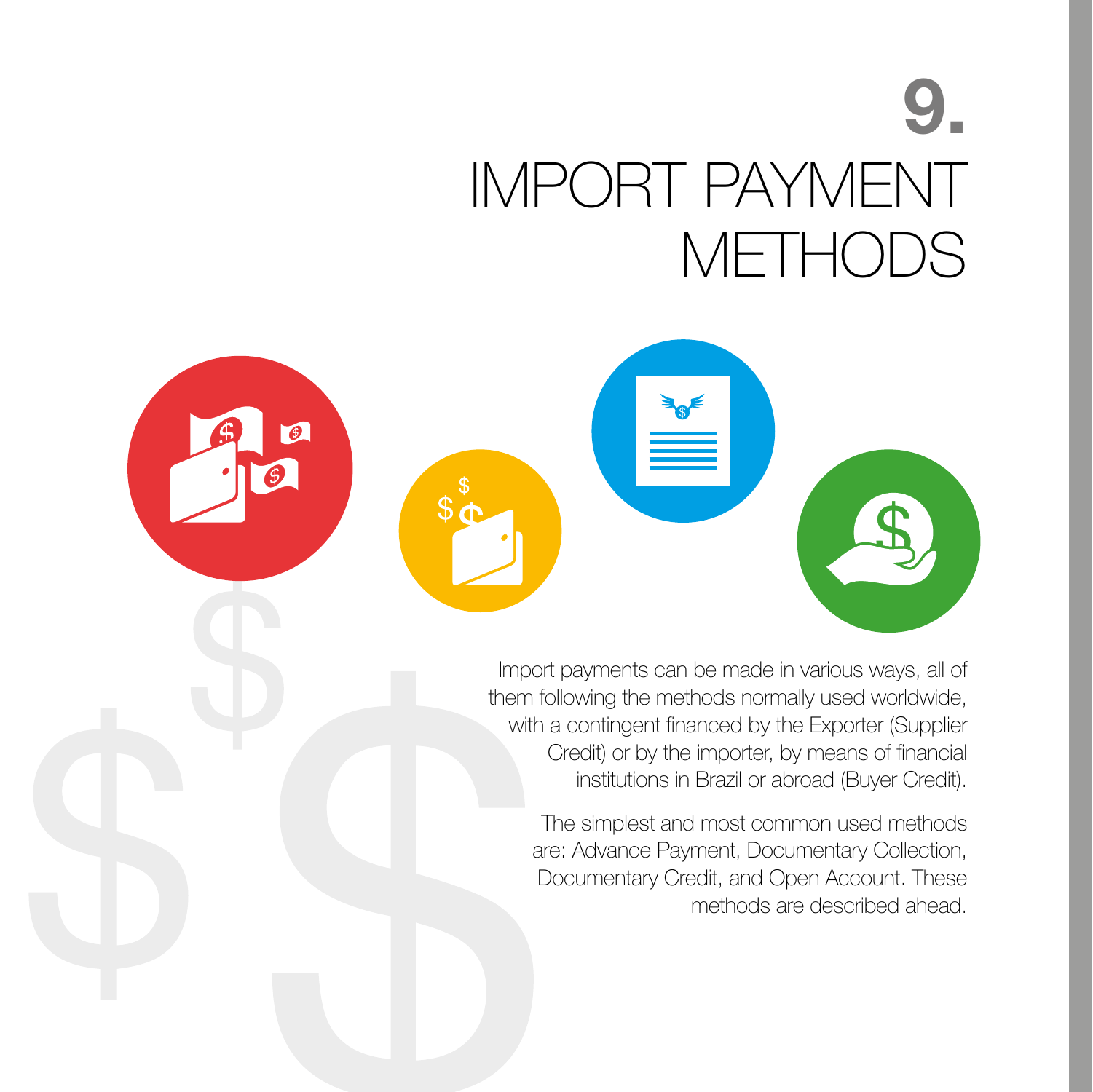# 9. IMPORT PAYMENT METHODS

Import payments can be made in various ways, all of them following the methods normally used worldwide, with a contingent financed by the Exporter (Supplier Credit) or by the importer, by means of financial institutions in Brazil or abroad (Buyer Credit).

The simplest and most common used methods are: Advance Payment, Documentary Collection, Documentary Credit, and Open Account. These methods are described ahead.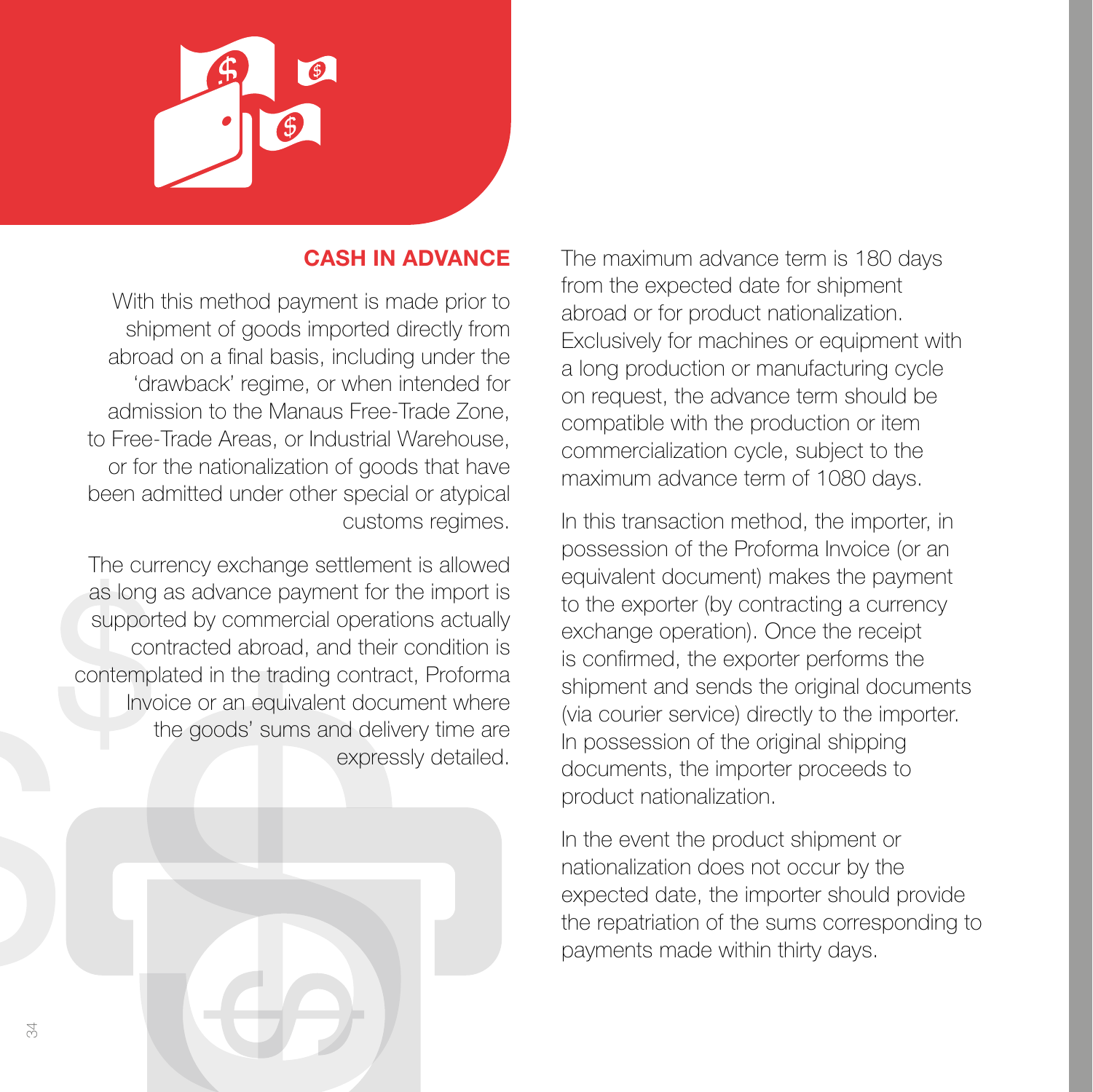## CASH IN ADVANCE

With this method payment is made prior to shipment of goods imported directly from abroad on a final basis, including under the 'drawback' regime, or when intended for admission to the Manaus Free-Trade Zone, to Free-Trade Areas, or Industrial Warehouse, or for the nationalization of goods that have been admitted under other special or atypical customs regimes.

The currency exchange settlement is allowed as long as advance payment for the import is supported by commercial operations actually contracted abroad, and their condition is contemplated in the trading contract, Proforma Invoice or an equivalent document where the goods' sums and delivery time are expressly detailed.

The maximum advance term is 180 days from the expected date for shipment abroad or for product nationalization. Exclusively for machines or equipment with a long production or manufacturing cycle on request, the advance term should be compatible with the production or item commercialization cycle, subject to the maximum advance term of 1080 days.

In this transaction method, the importer, in possession of the Proforma Invoice (or an equivalent document) makes the payment to the exporter (by contracting a currency exchange operation). Once the receipt is confirmed, the exporter performs the shipment and sends the original documents (via courier service) directly to the importer. In possession of the original shipping documents, the importer proceeds to product nationalization.

In the event the product shipment or nationalization does not occur by the expected date, the importer should provide the repatriation of the sums corresponding to payments made within thirty days.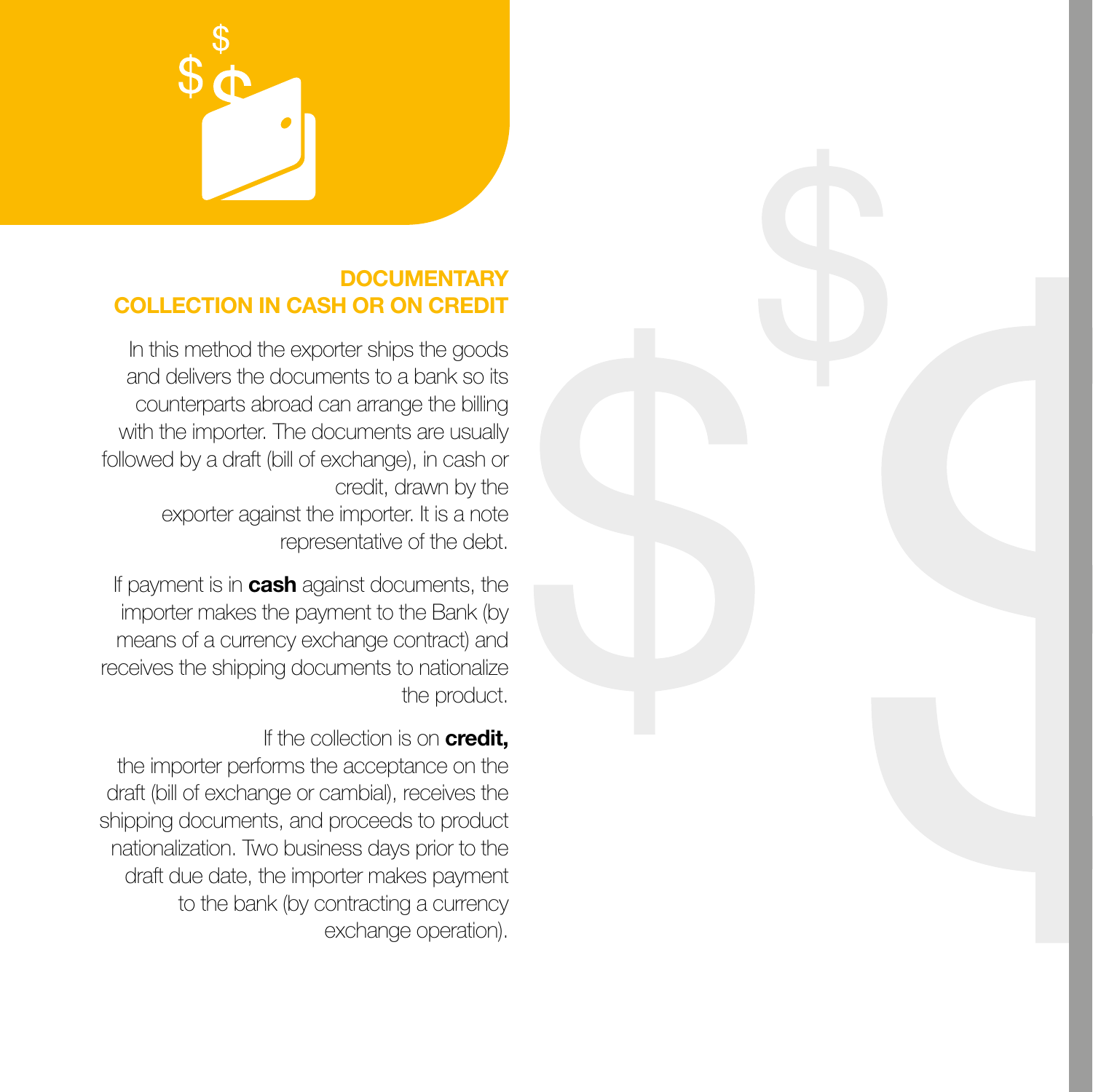## DOCUMENTARY COLLECTION IN CASH OR ON CREDIT

In this method the exporter ships the goods and delivers the documents to a bank so its counterparts abroad can arrange the billing with the importer. The documents are usually followed by a draft (bill of exchange), in cash or credit, drawn by the exporter against the importer. It is a note representative of the debt.

If payment is in **cash** against documents, the importer makes the payment to the Bank (by means of a currency exchange contract) and receives the shipping documents to nationalize the product.

If the collection is on **credit,** the importer performs the acceptance on the draft (bill of exchange or cambial), receives the shipping documents, and proceeds to product nationalization. Two business days prior to the draft due date, the importer makes payment to the bank (by contracting a currency exchange operation).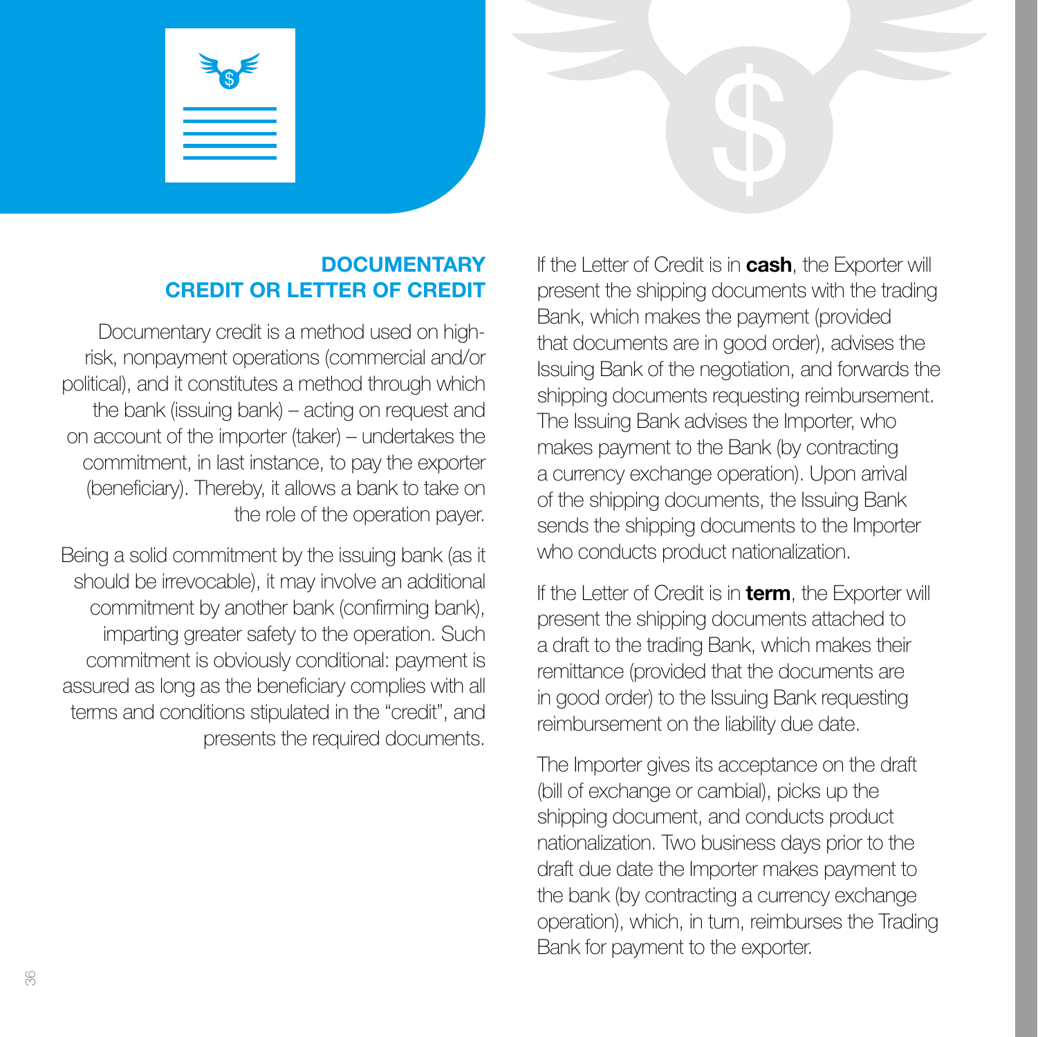## DOCUMENTARY CREDIT OR LETTER OF CREDIT

Documentary credit is a method used on high-risk, nonpayment operations (commercial and/or political), and it constitutes a method through which the bank (issuing bank) – acting on request and on account of the importer (taker) – undertakes the commitment, in last instance, to pay the exporter (beneficiary). Thereby, it allows a bank to take on the role of the operation payer.

Being a solid commitment by the issuing bank (as it should be irrevocable), it may involve an additional commitment by another bank (confirming bank), imparting greater safety to the operation. Such commitment is obviously conditional: payment is assured as long as the beneficiary complies with all terms and conditions stipulated in the "credit", and presents the required documents.

If the Letter of Credit is in **cash**, the Exporter will present the shipping documents with the trading Bank, which makes the payment (provided that documents are in good order), advises the Issuing Bank of the negotiation, and forwards the shipping documents requesting reimbursement. The Issuing Bank advises the Importer, who makes payment to the Bank (by contracting a currency exchange operation). Upon arrival of the shipping documents, the Issuing Bank sends the shipping documents to the Importer who conducts product nationalization.

If the Letter of Credit is in **term**, the Exporter will present the shipping documents attached to a draft to the trading Bank, which makes their remittance (provided that the documents are in good order) to the Issuing Bank requesting reimbursement on the liability due date.

The Importer gives its acceptance on the draft (bill of exchange or cambial), picks up the shipping document, and conducts product nationalization. Two business days prior to the draft due date the Importer makes payment to the bank (by contracting a currency exchange operation), which, in turn, reimburses the Trading Bank for payment to the exporter.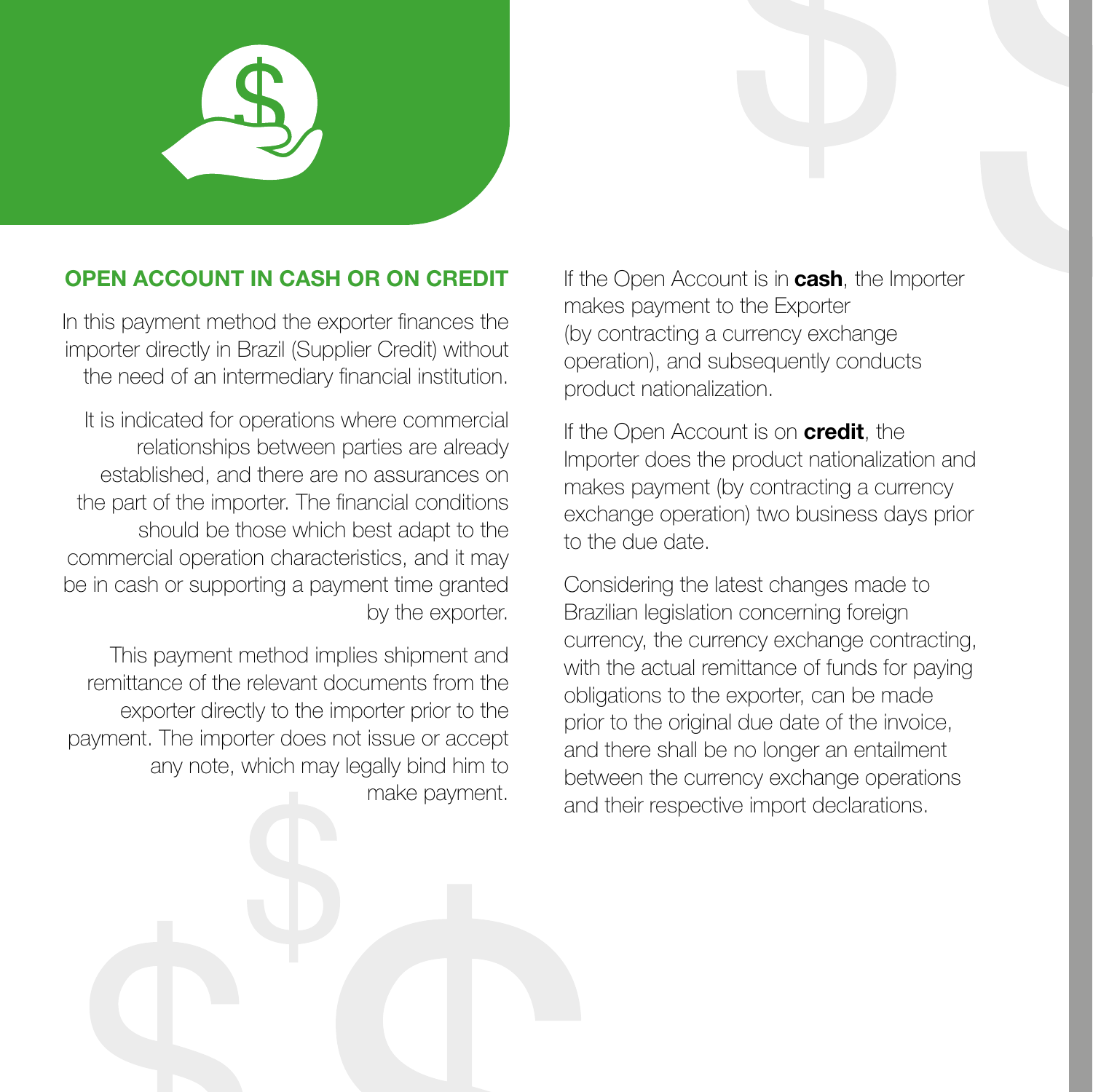## OPEN ACCOUNT IN CASH OR ON CREDIT

In this payment method the exporter finances the importer directly in Brazil (Supplier Credit) without the need of an intermediary financial institution.

It is indicated for operations where commercial relationships between parties are already established, and there are no assurances on the part of the importer. The financial conditions should be those which best adapt to the commercial operation characteristics, and it may be in cash or supporting a payment time granted by the exporter.

This payment method implies shipment and remittance of the relevant documents from the exporter directly to the importer prior to the payment. The importer does not issue or accept any note, which may legally bind him to make payment.

If the Open Account is in **cash**, the Importer makes payment to the Exporter (by contracting a currency exchange operation), and subsequently conducts product nationalization.

If the Open Account is on **credit**, the Importer does the product nationalization and makes payment (by contracting a currency exchange operation) two business days prior to the due date.

Considering the latest changes made to Brazilian legislation concerning foreign currency, the currency exchange contracting, with the actual remittance of funds for paying obligations to the exporter, can be made prior to the original due date of the invoice, and there shall be no longer an entailment between the currency exchange operations and their respective import declarations.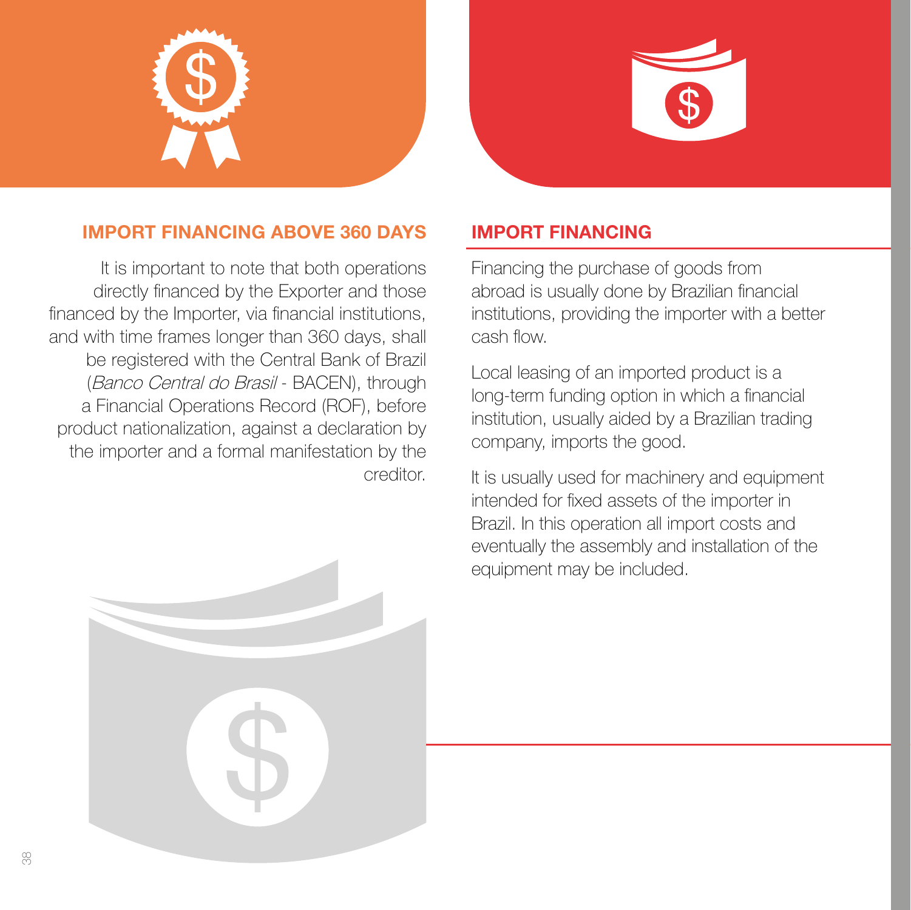## IMPORT FINANCING ABOVE 360 DAYS

It is important to note that both operations directly financed by the Exporter and those financed by the Importer, via financial institutions, and with time frames longer than 360 days, shall be registered with the Central Bank of Brazil (*Banco Central do Brasil* - BACEN), through a Financial Operations Record (ROF), before product nationalization, against a declaration by the importer and a formal manifestation by the creditor.

## IMPORT FINANCING

Financing the purchase of goods from abroad is usually done by Brazilian financial institutions, providing the importer with a better cash flow.

Local leasing of an imported product is a long-term funding option in which a financial institution, usually aided by a Brazilian trading company, imports the good.

It is usually used for machinery and equipment intended for fixed assets of the importer in Brazil. In this operation all import costs and eventually the assembly and installation of the equipment may be included.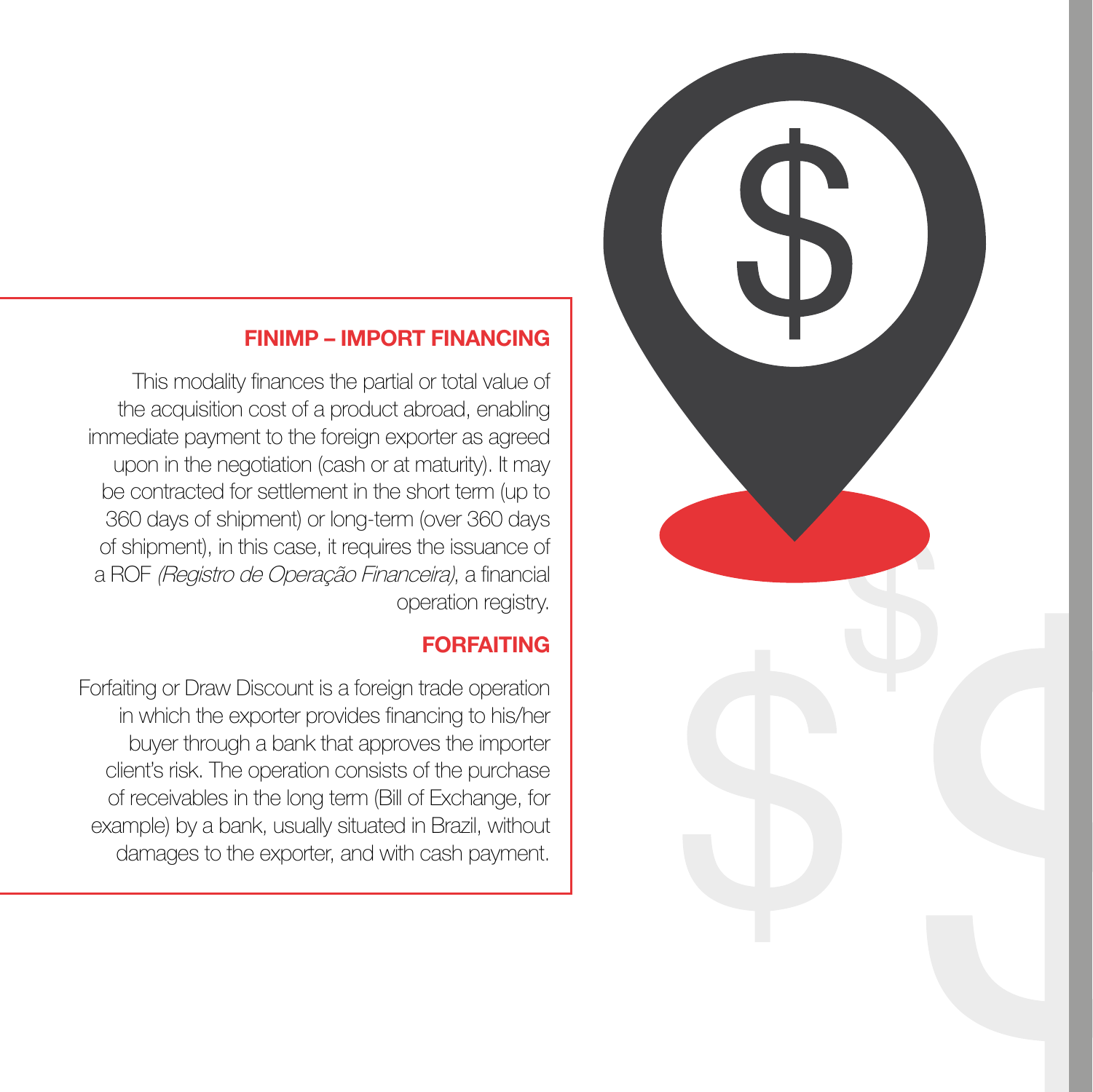## FINIMP – IMPORT FINANCING

This modality finances the partial or total value of the acquisition cost of a product abroad, enabling immediate payment to the foreign exporter as agreed upon in the negotiation (cash or at maturity). It may be contracted for settlement in the short term (up to 360 days of shipment) or long-term (over 360 days of shipment), in this case, it requires the issuance of a ROF *(Registro de Operação Financeira)*, a financial operation registry.

## FORFAITING

Forfaiting or Draw Discount is a foreign trade operation in which the exporter provides financing to his/her buyer through a bank that approves the importer client's risk. The operation consists of the purchase of receivables in the long term (Bill of Exchange, for example) by a bank, usually situated in Brazil, without damages to the exporter, and with cash payment.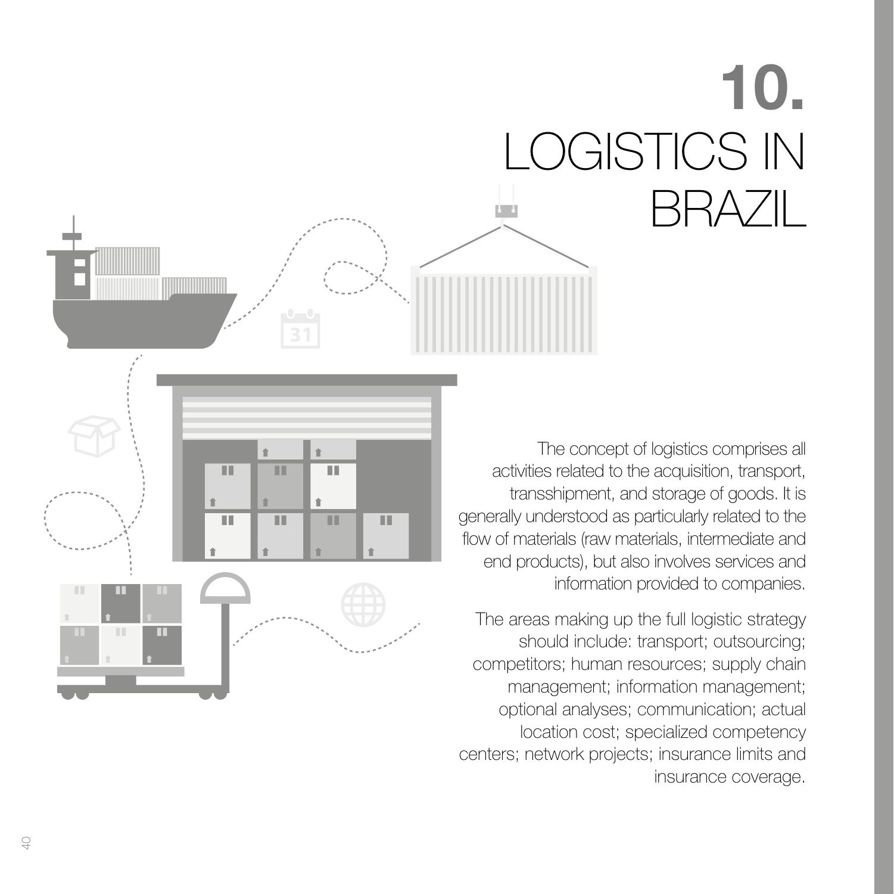# 10. LOGISTICS IN BRAZIL

The concept of logistics comprises all activities related to the acquisition, transport, transshipment, and storage of goods. It is generally understood as particularly related to the flow of materials (raw materials, intermediate and end products), but also involves services and information provided to companies.

The areas making up the full logistic strategy should include: transport; outsourcing; competitors; human resources; supply chain management; information management; optional analyses; communication; actual location cost; specialized competency centers; network projects; insurance limits and insurance coverage.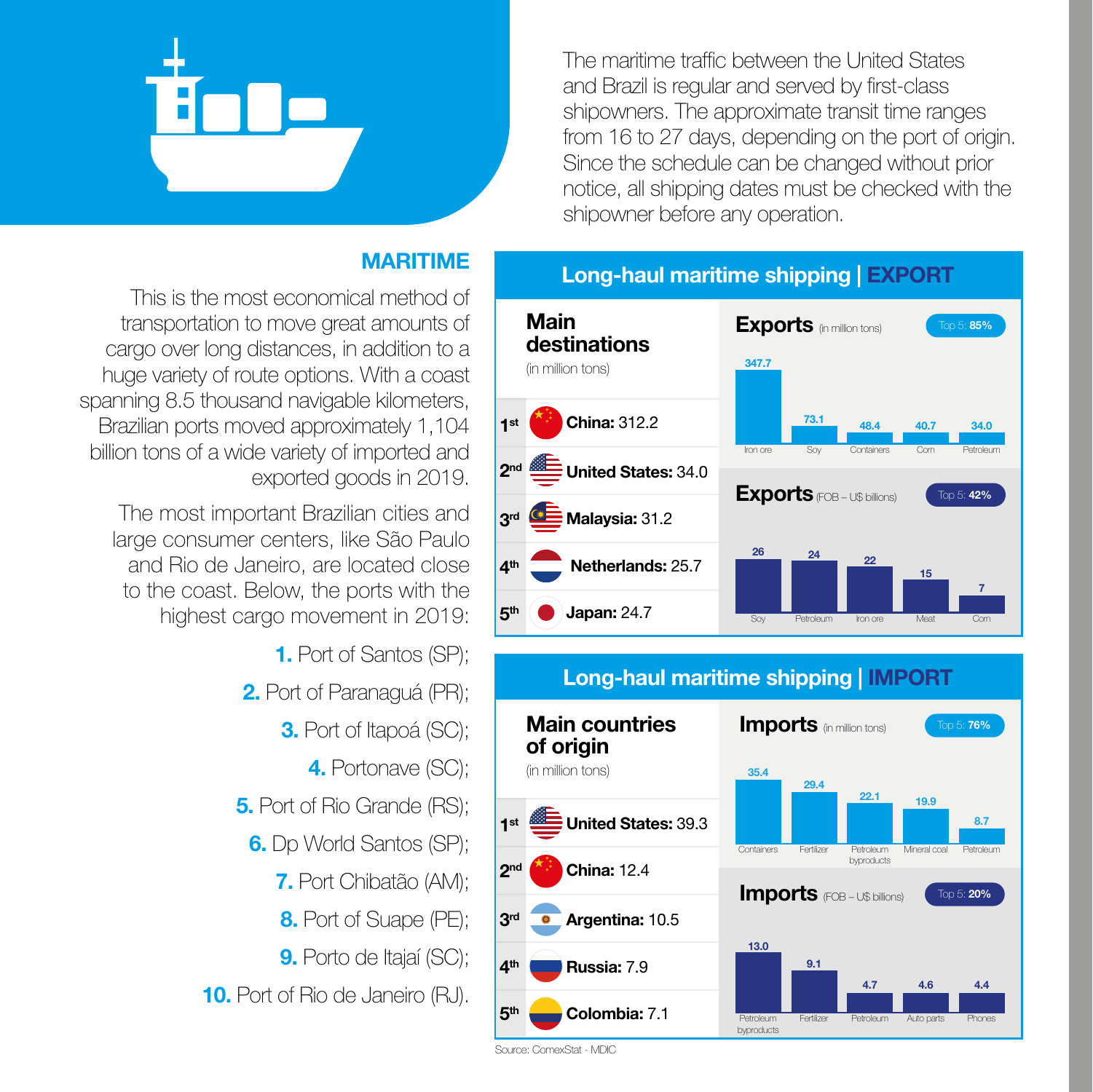The maritime traffic between the United States and Brazil is regular and served by first-class shipowners. The approximate transit time ranges from 16 to 27 days, depending on the port of origin. Since the schedule can be changed without prior notice, all shipping dates must be checked with the shipowner before any operation.

## MARITIME

This is the most economical method of transportation to move great amounts of cargo over long distances, in addition to a huge variety of route options. With a coast spanning 8.5 thousand navigable kilometers, Brazilian ports moved approximately 1,104 billion tons of a wide variety of imported and exported goods in 2019.

The most important Brazilian cities and large consumer centers, like São Paulo and Rio de Janeiro, are located close to the coast. Below, the ports with the highest cargo movement in 2019:

1. Port of Santos (SP);
2. Port of Paranaguá (PR);
3. Port of Itapoá (SC);
4. Portonave (SC);
5. Port of Rio Grande (RS);
6. Dp World Santos (SP);
7. Port Chibatão (AM);
8. Port of Suape (PE);
9. Porto de Itajaí (SC);
10. Port of Rio de Janeiro (RJ).

### Long-haul maritime shipping | EXPORT

**Main destinations** (in million tons)

| Rank | Country |
|---|---|
| 1st | **China:** 312.2 |
| 2nd | **United States:** 34.0 |
| 3rd | **Malaysia:** 31.2 |
| 4th | **Netherlands:** 25.7 |
| 5th | **Japan:** 24.7 |

**Exports** (in million tons) — Top 5: **85%**

| Iron ore | Soy | Containers | Corn | Petroleum |
|---|---|---|---|---|
| 347.7 | 73.1 | 48.4 | 40.7 | 34.0 |

**Exports** (FOB – U$ billions) — Top 5: **42%**

| Soy | Petroleum | Iron ore | Meat | Corn |
|---|---|---|---|---|
| 26 | 24 | 22 | 15 | 7 |

### Long-haul maritime shipping | IMPORT

**Main countries of origin** (in million tons)

| Rank | Country |
|---|---|
| 1st | **United States:** 39.3 |
| 2nd | **China:** 12.4 |
| 3rd | **Argentina:** 10.5 |
| 4th | **Russia:** 7.9 |
| 5th | **Colombia:** 7.1 |

**Imports** (in million tons) — Top 5: **76%**

| Containers | Fertilizer | Petroleum byproducts | Mineral coal | Petroleum |
|---|---|---|---|---|
| 35.4 | 29.4 | 22.1 | 19.9 | 8.7 |

**Imports** (FOB – U$ billions) — Top 5: **20%**

| Petroleum byproducts | Fertilizer | Petroleum | Auto parts | Phones |
|---|---|---|---|---|
| 13.0 | 9.1 | 4.7 | 4.6 | 4.4 |

Source: ComexStat - MDIC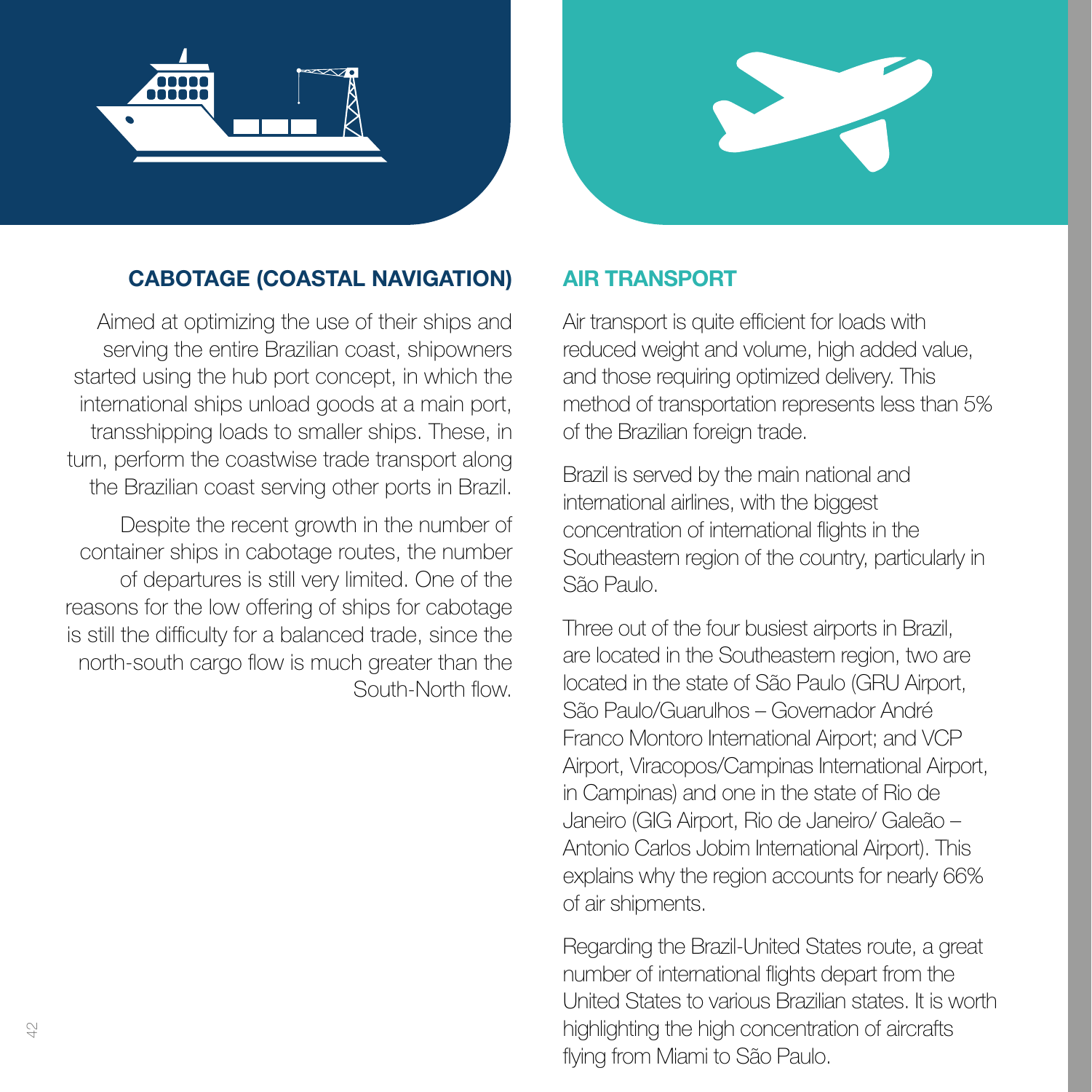## CABOTAGE (COASTAL NAVIGATION)

Aimed at optimizing the use of their ships and serving the entire Brazilian coast, shipowners started using the hub port concept, in which the international ships unload goods at a main port, transshipping loads to smaller ships. These, in turn, perform the coastwise trade transport along the Brazilian coast serving other ports in Brazil.

Despite the recent growth in the number of container ships in cabotage routes, the number of departures is still very limited. One of the reasons for the low offering of ships for cabotage is still the difficulty for a balanced trade, since the north-south cargo flow is much greater than the South-North flow.

## AIR TRANSPORT

Air transport is quite efficient for loads with reduced weight and volume, high added value, and those requiring optimized delivery. This method of transportation represents less than 5% of the Brazilian foreign trade.

Brazil is served by the main national and international airlines, with the biggest concentration of international flights in the Southeastern region of the country, particularly in São Paulo.

Three out of the four busiest airports in Brazil, are located in the Southeastern region, two are located in the state of São Paulo (GRU Airport, São Paulo/Guarulhos – Governador André Franco Montoro International Airport; and VCP Airport, Viracopos/Campinas International Airport, in Campinas) and one in the state of Rio de Janeiro (GIG Airport, Rio de Janeiro/ Galeão – Antonio Carlos Jobim International Airport). This explains why the region accounts for nearly 66% of air shipments.

Regarding the Brazil-United States route, a great number of international flights depart from the United States to various Brazilian states. It is worth highlighting the high concentration of aircrafts flying from Miami to São Paulo.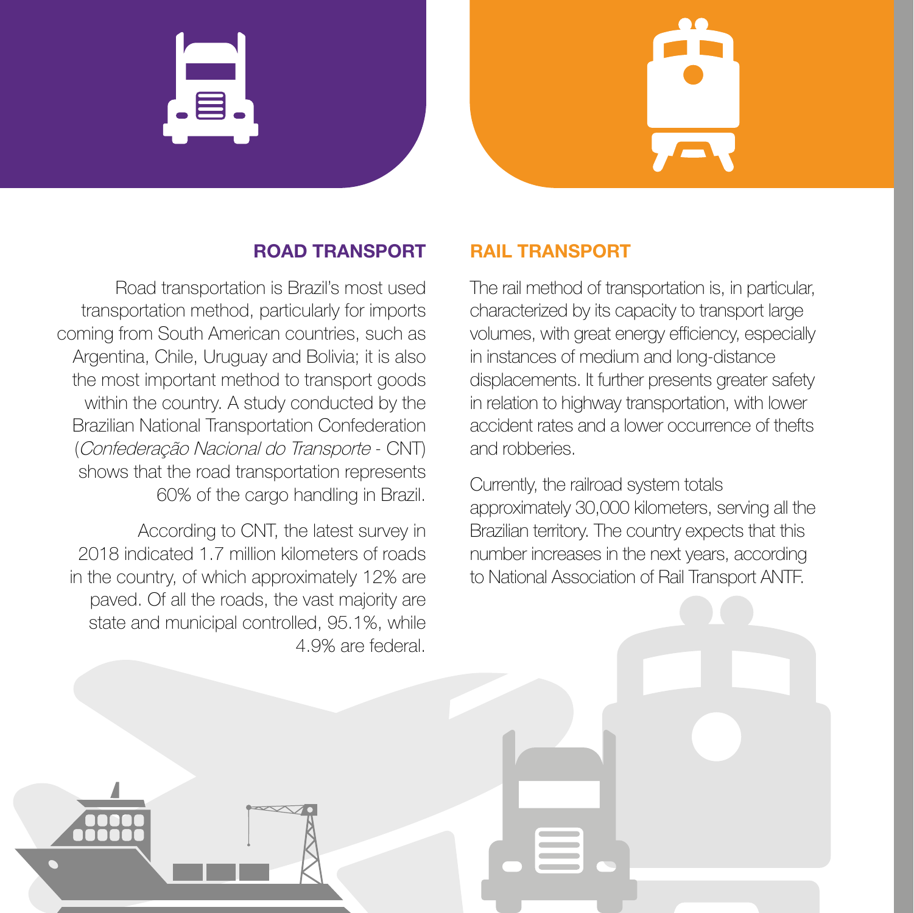## ROAD TRANSPORT

Road transportation is Brazil's most used transportation method, particularly for imports coming from South American countries, such as Argentina, Chile, Uruguay and Bolivia; it is also the most important method to transport goods within the country. A study conducted by the Brazilian National Transportation Confederation (*Confederação Nacional do Transporte* - CNT) shows that the road transportation represents 60% of the cargo handling in Brazil.

According to CNT, the latest survey in 2018 indicated 1.7 million kilometers of roads in the country, of which approximately 12% are paved. Of all the roads, the vast majority are state and municipal controlled, 95.1%, while 4.9% are federal.

## RAIL TRANSPORT

The rail method of transportation is, in particular, characterized by its capacity to transport large volumes, with great energy efficiency, especially in instances of medium and long-distance displacements. It further presents greater safety in relation to highway transportation, with lower accident rates and a lower occurrence of thefts and robberies.

Currently, the railroad system totals approximately 30,000 kilometers, serving all the Brazilian territory. The country expects that this number increases in the next years, according to National Association of Rail Transport ANTF.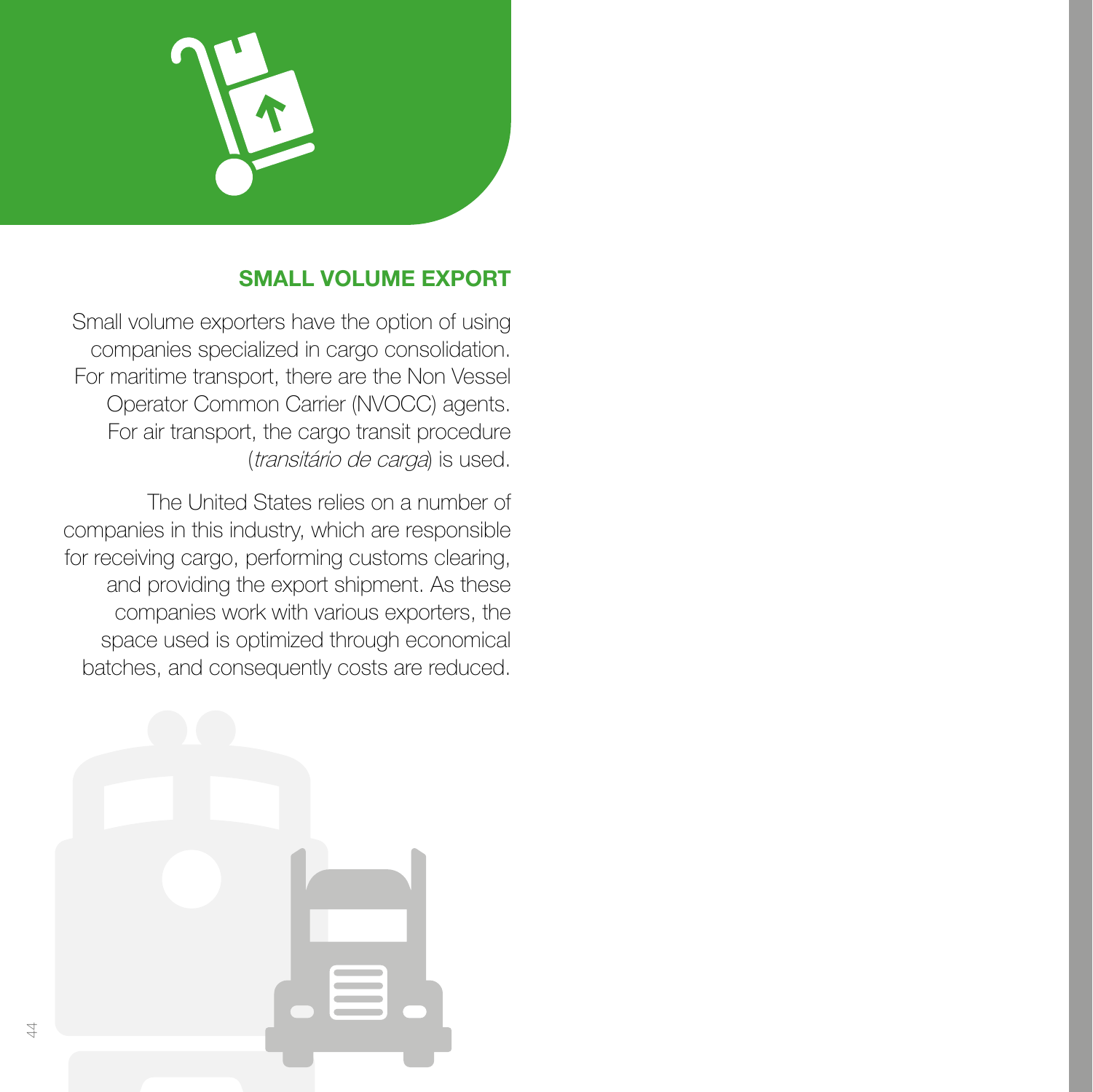## SMALL VOLUME EXPORT

Small volume exporters have the option of using companies specialized in cargo consolidation. For maritime transport, there are the Non Vessel Operator Common Carrier (NVOCC) agents. For air transport, the cargo transit procedure (*transitário de carga*) is used.

The United States relies on a number of companies in this industry, which are responsible for receiving cargo, performing customs clearing, and providing the export shipment. As these companies work with various exporters, the space used is optimized through economical batches, and consequently costs are reduced.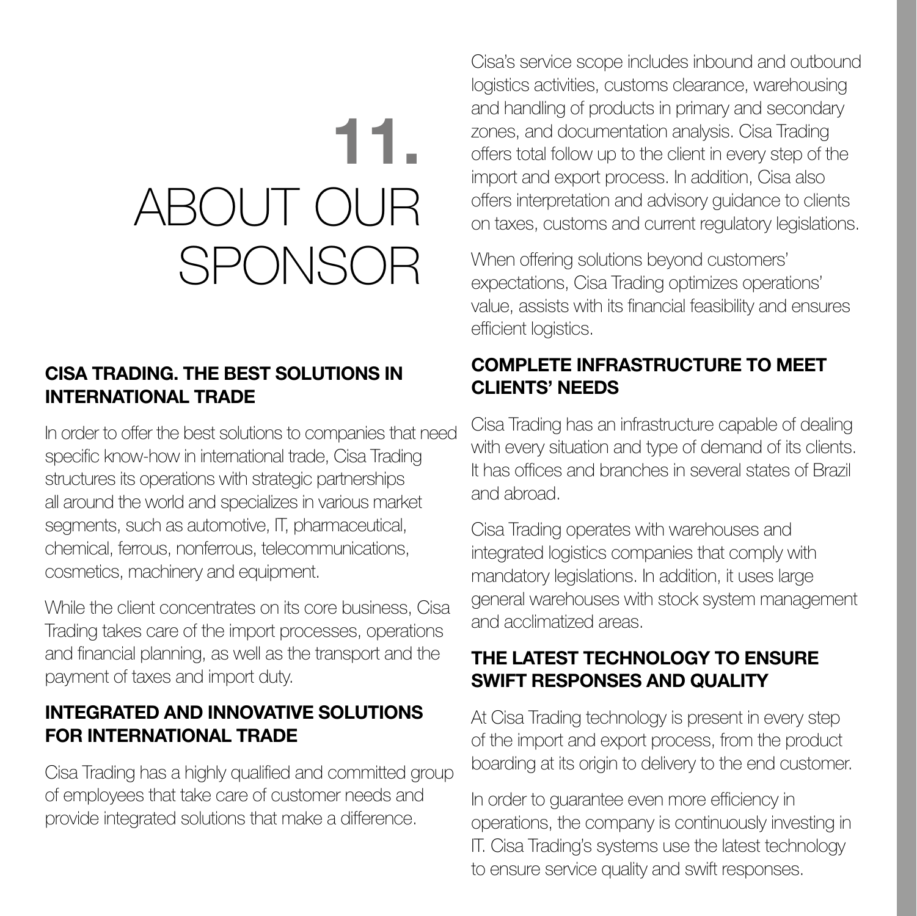# 11. ABOUT OUR SPONSOR

## CISA TRADING. THE BEST SOLUTIONS IN INTERNATIONAL TRADE

In order to offer the best solutions to companies that need specific know-how in international trade, Cisa Trading structures its operations with strategic partnerships all around the world and specializes in various market segments, such as automotive, IT, pharmaceutical, chemical, ferrous, nonferrous, telecommunications, cosmetics, machinery and equipment.

While the client concentrates on its core business, Cisa Trading takes care of the import processes, operations and financial planning, as well as the transport and the payment of taxes and import duty.

## INTEGRATED AND INNOVATIVE SOLUTIONS FOR INTERNATIONAL TRADE

Cisa Trading has a highly qualified and committed group of employees that take care of customer needs and provide integrated solutions that make a difference.

Cisa's service scope includes inbound and outbound logistics activities, customs clearance, warehousing and handling of products in primary and secondary zones, and documentation analysis. Cisa Trading offers total follow up to the client in every step of the import and export process. In addition, Cisa also offers interpretation and advisory guidance to clients on taxes, customs and current regulatory legislations.

When offering solutions beyond customers' expectations, Cisa Trading optimizes operations' value, assists with its financial feasibility and ensures efficient logistics.

## COMPLETE INFRASTRUCTURE TO MEET CLIENTS' NEEDS

Cisa Trading has an infrastructure capable of dealing with every situation and type of demand of its clients. It has offices and branches in several states of Brazil and abroad.

Cisa Trading operates with warehouses and integrated logistics companies that comply with mandatory legislations. In addition, it uses large general warehouses with stock system management and acclimatized areas.

## THE LATEST TECHNOLOGY TO ENSURE SWIFT RESPONSES AND QUALITY

At Cisa Trading technology is present in every step of the import and export process, from the product boarding at its origin to delivery to the end customer.

In order to guarantee even more efficiency in operations, the company is continuously investing in IT. Cisa Trading's systems use the latest technology to ensure service quality and swift responses.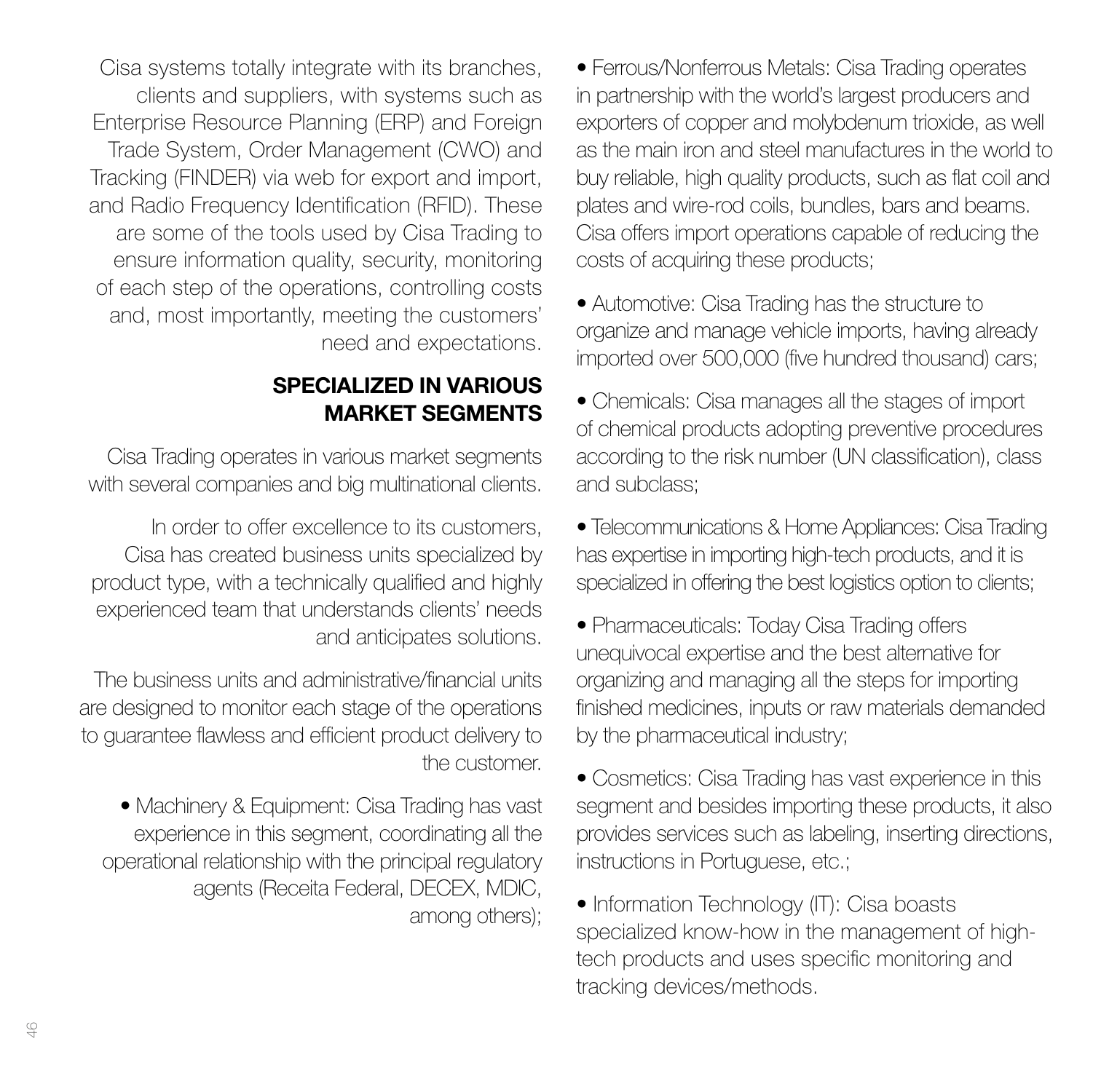Cisa systems totally integrate with its branches, clients and suppliers, with systems such as Enterprise Resource Planning (ERP) and Foreign Trade System, Order Management (CWO) and Tracking (FINDER) via web for export and import, and Radio Frequency Identification (RFID). These are some of the tools used by Cisa Trading to ensure information quality, security, monitoring of each step of the operations, controlling costs and, most importantly, meeting the customers' need and expectations.

## SPECIALIZED IN VARIOUS MARKET SEGMENTS

Cisa Trading operates in various market segments with several companies and big multinational clients.

In order to offer excellence to its customers, Cisa has created business units specialized by product type, with a technically qualified and highly experienced team that understands clients' needs and anticipates solutions.

The business units and administrative/financial units are designed to monitor each stage of the operations to guarantee flawless and efficient product delivery to the customer.

- Machinery & Equipment: Cisa Trading has vast experience in this segment, coordinating all the operational relationship with the principal regulatory agents (Receita Federal, DECEX, MDIC, among others);

- Ferrous/Nonferrous Metals: Cisa Trading operates in partnership with the world's largest producers and exporters of copper and molybdenum trioxide, as well as the main iron and steel manufactures in the world to buy reliable, high quality products, such as flat coil and plates and wire-rod coils, bundles, bars and beams. Cisa offers import operations capable of reducing the costs of acquiring these products;

- Automotive: Cisa Trading has the structure to organize and manage vehicle imports, having already imported over 500,000 (five hundred thousand) cars;

- Chemicals: Cisa manages all the stages of import of chemical products adopting preventive procedures according to the risk number (UN classification), class and subclass;

- Telecommunications & Home Appliances: Cisa Trading has expertise in importing high-tech products, and it is specialized in offering the best logistics option to clients;

- Pharmaceuticals: Today Cisa Trading offers unequivocal expertise and the best alternative for organizing and managing all the steps for importing finished medicines, inputs or raw materials demanded by the pharmaceutical industry;

- Cosmetics: Cisa Trading has vast experience in this segment and besides importing these products, it also provides services such as labeling, inserting directions, instructions in Portuguese, etc.;

- Information Technology (IT): Cisa boasts specialized know-how in the management of high-tech products and uses specific monitoring and tracking devices/methods.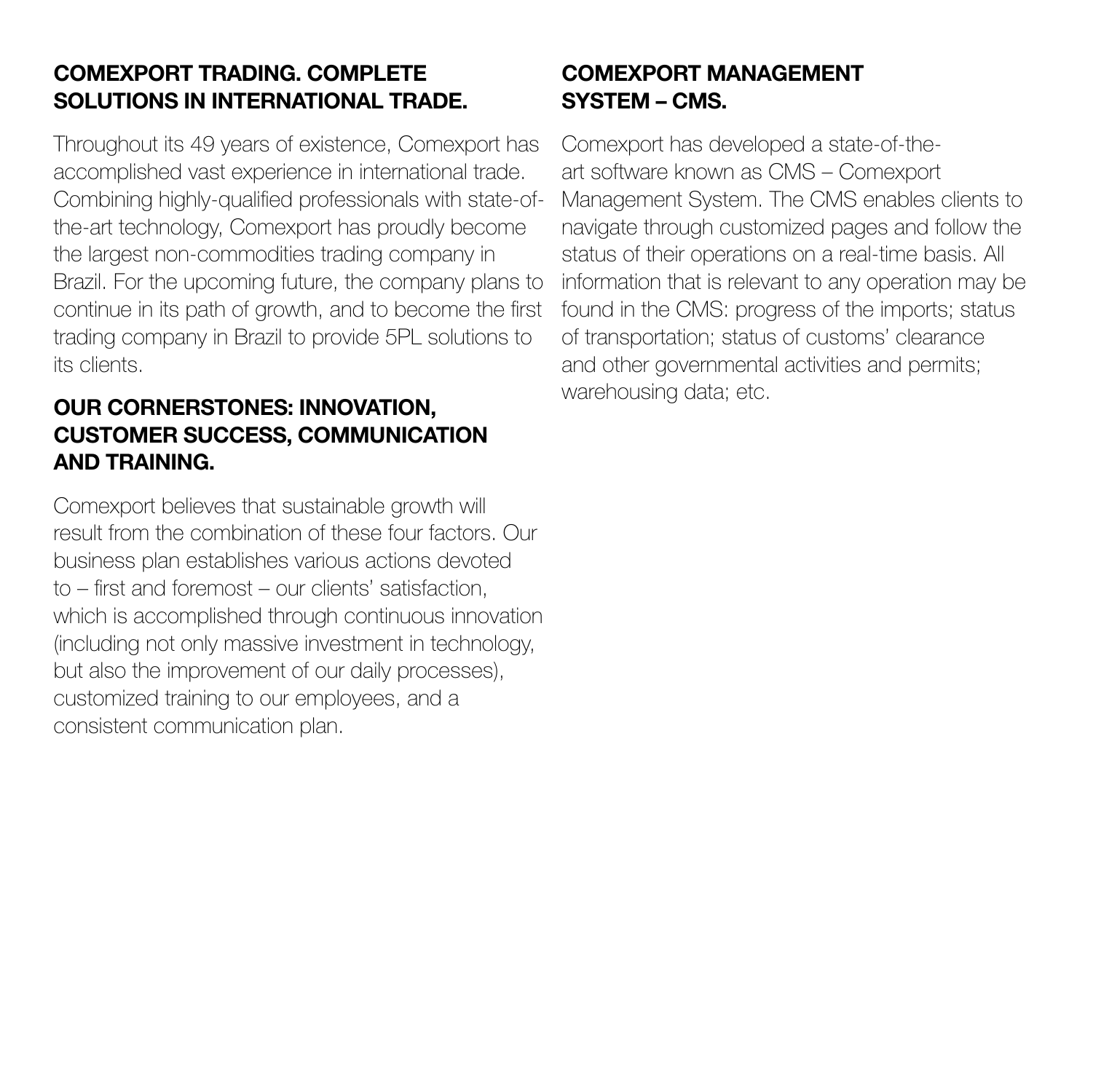## COMEXPORT TRADING. COMPLETE SOLUTIONS IN INTERNATIONAL TRADE.

Throughout its 49 years of existence, Comexport has accomplished vast experience in international trade. Combining highly-qualified professionals with state-of-the-art technology, Comexport has proudly become the largest non-commodities trading company in Brazil. For the upcoming future, the company plans to continue in its path of growth, and to become the first trading company in Brazil to provide 5PL solutions to its clients.

## OUR CORNERSTONES: INNOVATION, CUSTOMER SUCCESS, COMMUNICATION AND TRAINING.

Comexport believes that sustainable growth will result from the combination of these four factors. Our business plan establishes various actions devoted to – first and foremost – our clients' satisfaction, which is accomplished through continuous innovation (including not only massive investment in technology, but also the improvement of our daily processes), customized training to our employees, and a consistent communication plan.

## COMEXPORT MANAGEMENT SYSTEM – CMS.

Comexport has developed a state-of-the-art software known as CMS – Comexport Management System. The CMS enables clients to navigate through customized pages and follow the status of their operations on a real-time basis. All information that is relevant to any operation may be found in the CMS: progress of the imports; status of transportation; status of customs' clearance and other governmental activities and permits; warehousing data; etc.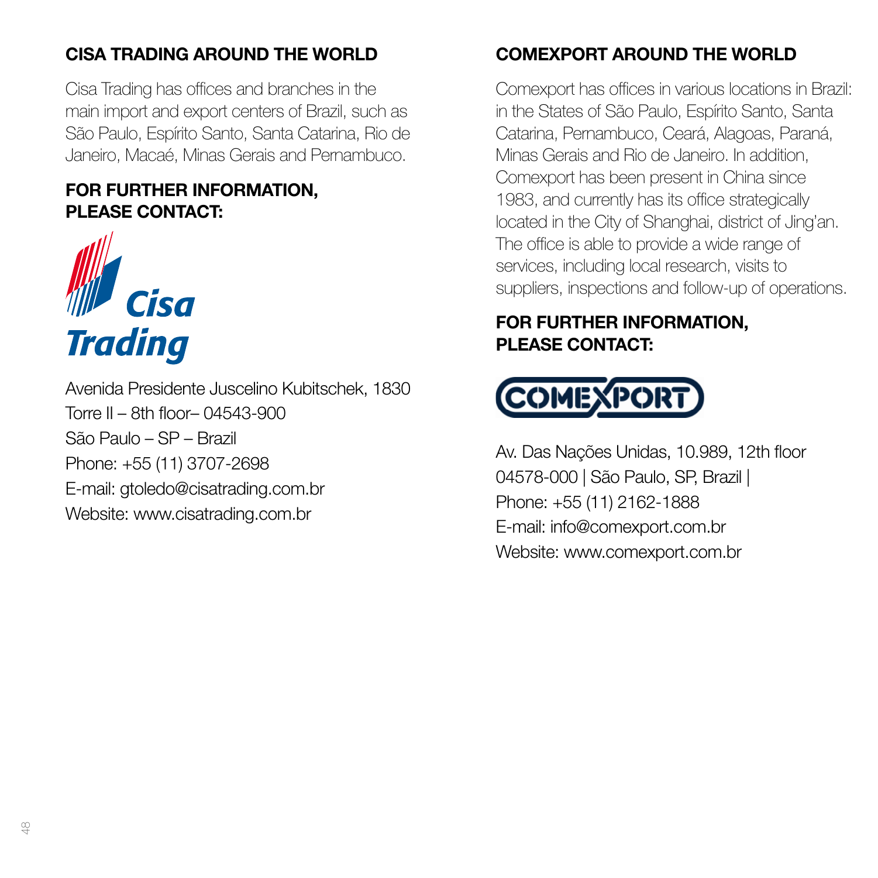## CISA TRADING AROUND THE WORLD

Cisa Trading has offices and branches in the main import and export centers of Brazil, such as São Paulo, Espírito Santo, Santa Catarina, Rio de Janeiro, Macaé, Minas Gerais and Pernambuco.

### FOR FURTHER INFORMATION, PLEASE CONTACT:

Cisa Trading

Avenida Presidente Juscelino Kubitschek, 1830
Torre II – 8th floor– 04543-900
São Paulo – SP – Brazil
Phone: +55 (11) 3707-2698
E-mail: gtoledo@cisatrading.com.br
Website: www.cisatrading.com.br

## COMEXPORT AROUND THE WORLD

Comexport has offices in various locations in Brazil: in the States of São Paulo, Espírito Santo, Santa Catarina, Pernambuco, Ceará, Alagoas, Paraná, Minas Gerais and Rio de Janeiro. In addition, Comexport has been present in China since 1983, and currently has its office strategically located in the City of Shanghai, district of Jing'an. The office is able to provide a wide range of services, including local research, visits to suppliers, inspections and follow-up of operations.

### FOR FURTHER INFORMATION, PLEASE CONTACT:

COMEXPORT

Av. Das Nações Unidas, 10.989, 12th floor
04578-000 | São Paulo, SP, Brazil |
Phone: +55 (11) 2162-1888
E-mail: info@comexport.com.br
Website: www.comexport.com.br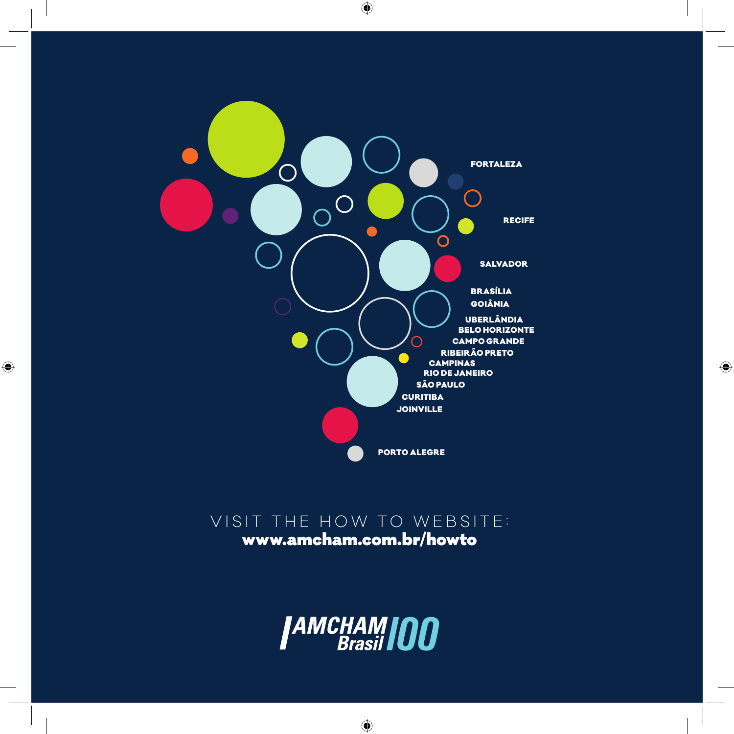FORTALEZA
RECIFE
SALVADOR
BRASÍLIA
GOIÂNIA
UBERLÂNDIA
BELO HORIZONTE
CAMPO GRANDE
RIBEIRÃO PRETO
CAMPINAS
RIO DE JANEIRO
SÃO PAULO
CURITIBA
JOINVILLE
PORTO ALEGRE

VISIT THE HOW TO WEBSITE:
**www.amcham.com.br/howto**

AMCHAM Brasil 100